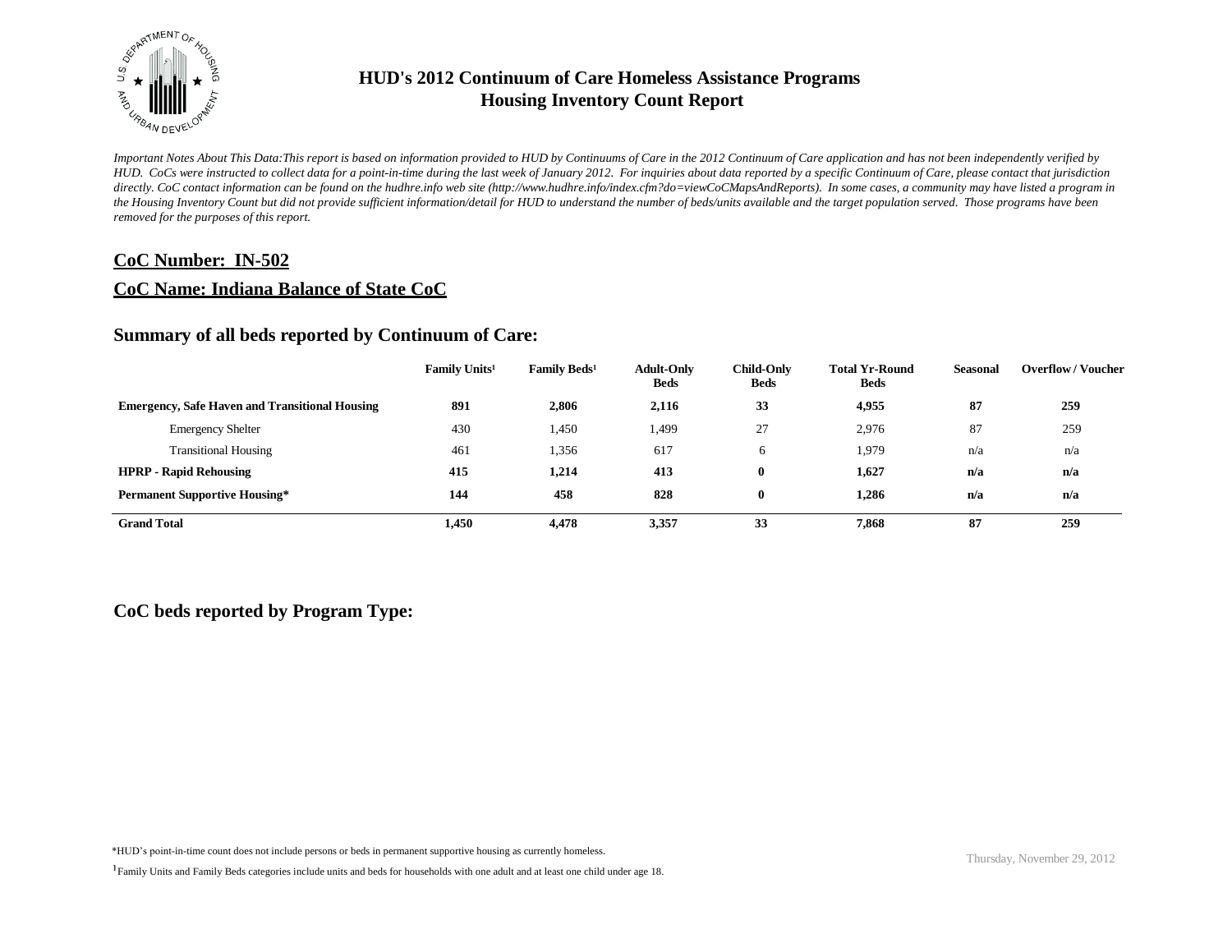# HUD's 2012 Continuum of Care Homeless Assistance Programs
# Housing Inventory Count Report

*Important Notes About This Data:This report is based on information provided to HUD by Continuums of Care in the 2012 Continuum of Care application and has not been independently verified by HUD. CoCs were instructed to collect data for a point-in-time during the last week of January 2012. For inquiries about data reported by a specific Continuum of Care, please contact that jurisdiction directly. CoC contact information can be found on the hudhre.info web site (http://www.hudhre.info/index.cfm?do=viewCoCMapsAndReports). In some cases, a community may have listed a program in the Housing Inventory Count but did not provide sufficient information/detail for HUD to understand the number of beds/units available and the target population served. Those programs have been removed for the purposes of this report.*

## CoC Number: IN-502

## CoC Name: Indiana Balance of State CoC

### Summary of all beds reported by Continuum of Care:

| | Family Units[1] | Family Beds[1] | Adult-Only Beds | Child-Only Beds | Total Yr-Round Beds | Seasonal | Overflow / Voucher |
|---|---|---|---|---|---|---|---|
| **Emergency, Safe Haven and Transitional Housing** | **891** | **2,806** | **2,116** | **33** | **4,955** | **87** | **259** |
| Emergency Shelter | 430 | 1,450 | 1,499 | 27 | 2,976 | 87 | 259 |
| Transitional Housing | 461 | 1,356 | 617 | 6 | 1,979 | n/a | n/a |
| **HPRP - Rapid Rehousing** | **415** | **1,214** | **413** | **0** | **1,627** | **n/a** | **n/a** |
| **Permanent Supportive Housing*** | **144** | **458** | **828** | **0** | **1,286** | **n/a** | **n/a** |
| **Grand Total** | **1,450** | **4,478** | **3,357** | **33** | **7,868** | **87** | **259** |

### CoC beds reported by Program Type:

*HUD's point-in-time count does not include persons or beds in permanent supportive housing as currently homeless.

[1] Family Units and Family Beds categories include units and beds for households with one adult and at least one child under age 18.

Thursday, November 29, 2012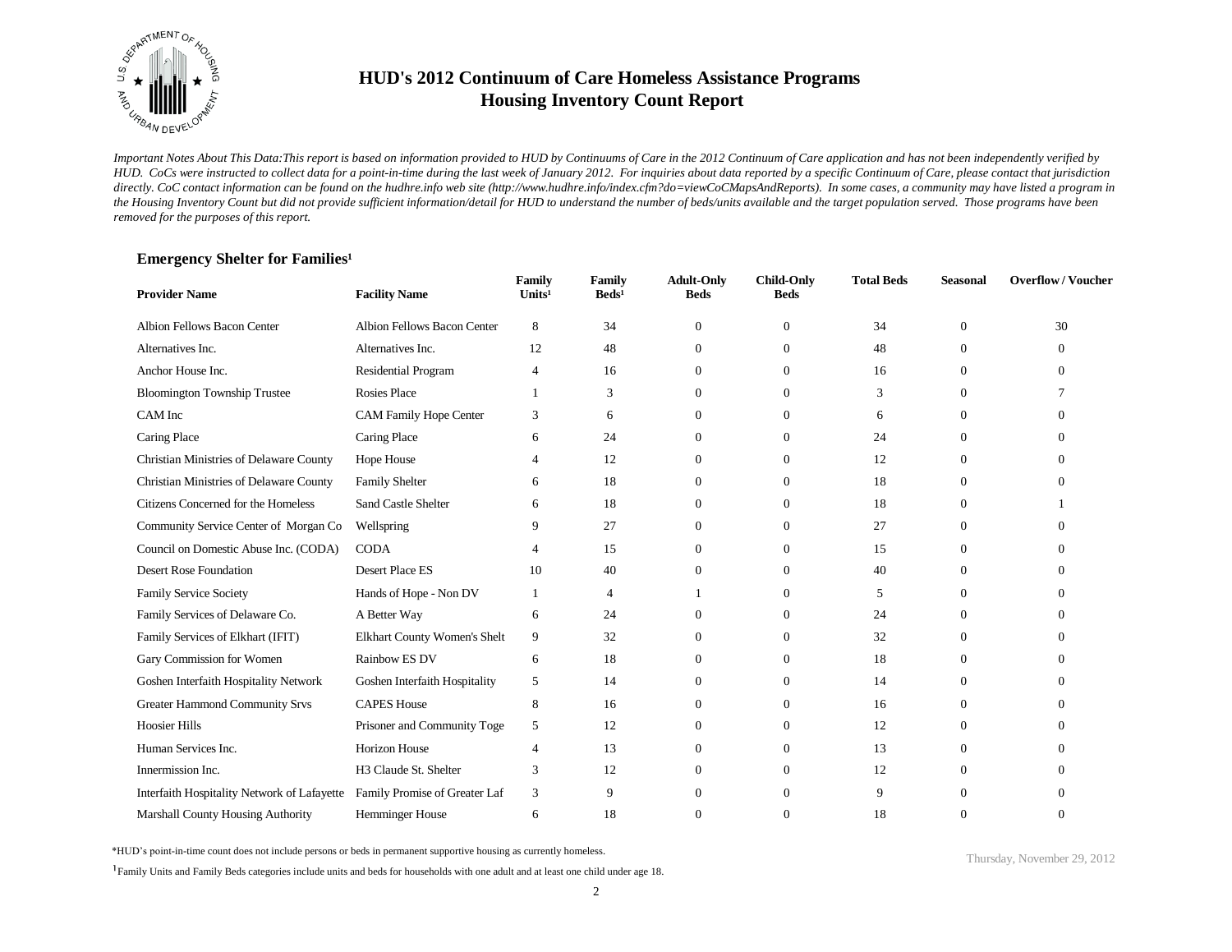# HUD's 2012 Continuum of Care Homeless Assistance Programs
## Housing Inventory Count Report

*Important Notes About This Data:This report is based on information provided to HUD by Continuums of Care in the 2012 Continuum of Care application and has not been independently verified by HUD. CoCs were instructed to collect data for a point-in-time during the last week of January 2012. For inquiries about data reported by a specific Continuum of Care, please contact that jurisdiction directly. CoC contact information can be found on the hudhre.info web site (http://www.hudhre.info/index.cfm?do=viewCoCMapsAndReports). In some cases, a community may have listed a program in the Housing Inventory Count but did not provide sufficient information/detail for HUD to understand the number of beds/units available and the target population served. Those programs have been removed for the purposes of this report.*

### Emergency Shelter for Families[1]

| Provider Name | Facility Name | Family Units[1] | Family Beds[1] | Adult-Only Beds | Child-Only Beds | Total Beds | Seasonal | Overflow / Voucher |
|---|---|---|---|---|---|---|---|---|
| Albion Fellows Bacon Center | Albion Fellows Bacon Center | 8 | 34 | 0 | 0 | 34 | 0 | 30 |
| Alternatives Inc. | Alternatives Inc. | 12 | 48 | 0 | 0 | 48 | 0 | 0 |
| Anchor House Inc. | Residential Program | 4 | 16 | 0 | 0 | 16 | 0 | 0 |
| Bloomington Township Trustee | Rosies Place | 1 | 3 | 0 | 0 | 3 | 0 | 7 |
| CAM Inc | CAM Family Hope Center | 3 | 6 | 0 | 0 | 6 | 0 | 0 |
| Caring Place | Caring Place | 6 | 24 | 0 | 0 | 24 | 0 | 0 |
| Christian Ministries of Delaware County | Hope House | 4 | 12 | 0 | 0 | 12 | 0 | 0 |
| Christian Ministries of Delaware County | Family Shelter | 6 | 18 | 0 | 0 | 18 | 0 | 0 |
| Citizens Concerned for the Homeless | Sand Castle Shelter | 6 | 18 | 0 | 0 | 18 | 0 | 1 |
| Community Service Center of Morgan Co | Wellspring | 9 | 27 | 0 | 0 | 27 | 0 | 0 |
| Council on Domestic Abuse Inc. (CODA) | CODA | 4 | 15 | 0 | 0 | 15 | 0 | 0 |
| Desert Rose Foundation | Desert Place ES | 10 | 40 | 0 | 0 | 40 | 0 | 0 |
| Family Service Society | Hands of Hope - Non DV | 1 | 4 | 1 | 0 | 5 | 0 | 0 |
| Family Services of Delaware Co. | A Better Way | 6 | 24 | 0 | 0 | 24 | 0 | 0 |
| Family Services of Elkhart (IFIT) | Elkhart County Women's Shelt | 9 | 32 | 0 | 0 | 32 | 0 | 0 |
| Gary Commission for Women | Rainbow ES DV | 6 | 18 | 0 | 0 | 18 | 0 | 0 |
| Goshen Interfaith Hospitality Network | Goshen Interfaith Hospitality | 5 | 14 | 0 | 0 | 14 | 0 | 0 |
| Greater Hammond Community Srvs | CAPES House | 8 | 16 | 0 | 0 | 16 | 0 | 0 |
| Hoosier Hills | Prisoner and Community Toge | 5 | 12 | 0 | 0 | 12 | 0 | 0 |
| Human Services Inc. | Horizon House | 4 | 13 | 0 | 0 | 13 | 0 | 0 |
| Innermission Inc. | H3 Claude St. Shelter | 3 | 12 | 0 | 0 | 12 | 0 | 0 |
| Interfaith Hospitality Network of Lafayette | Family Promise of Greater Laf | 3 | 9 | 0 | 0 | 9 | 0 | 0 |
| Marshall County Housing Authority | Hemminger House | 6 | 18 | 0 | 0 | 18 | 0 | 0 |

*HUD's point-in-time count does not include persons or beds in permanent supportive housing as currently homeless.

[1]Family Units and Family Beds categories include units and beds for households with one adult and at least one child under age 18.

Thursday, November 29, 2012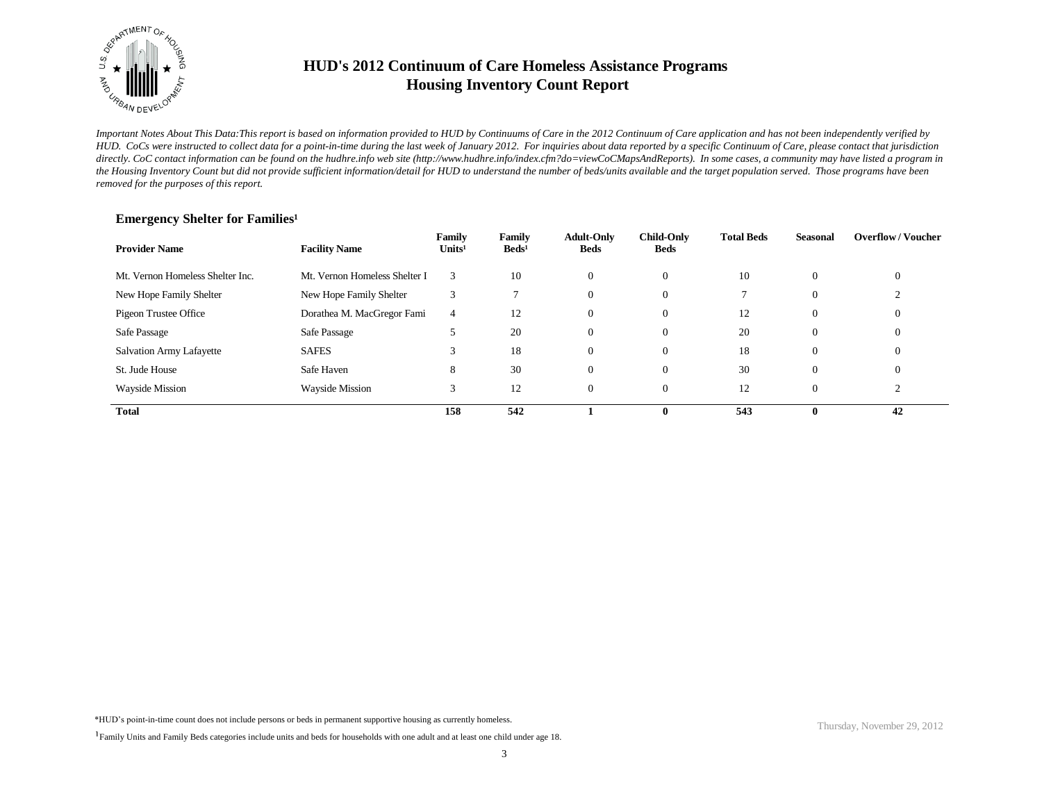# HUD's 2012 Continuum of Care Homeless Assistance Programs
# Housing Inventory Count Report

*Important Notes About This Data:This report is based on information provided to HUD by Continuums of Care in the 2012 Continuum of Care application and has not been independently verified by HUD. CoCs were instructed to collect data for a point-in-time during the last week of January 2012. For inquiries about data reported by a specific Continuum of Care, please contact that jurisdiction directly. CoC contact information can be found on the hudhre.info web site (http://www.hudhre.info/index.cfm?do=viewCoCMapsAndReports). In some cases, a community may have listed a program in the Housing Inventory Count but did not provide sufficient information/detail for HUD to understand the number of beds/units available and the target population served. Those programs have been removed for the purposes of this report.*

### Emergency Shelter for Families[1]

| Provider Name | Facility Name | Family Units[1] | Family Beds[1] | Adult-Only Beds | Child-Only Beds | Total Beds | Seasonal | Overflow / Voucher |
|---|---|---|---|---|---|---|---|---|
| Mt. Vernon Homeless Shelter Inc. | Mt. Vernon Homeless Shelter I | 3 | 10 | 0 | 0 | 10 | 0 | 0 |
| New Hope Family Shelter | New Hope Family Shelter | 3 | 7 | 0 | 0 | 7 | 0 | 2 |
| Pigeon Trustee Office | Dorathea M. MacGregor Fami | 4 | 12 | 0 | 0 | 12 | 0 | 0 |
| Safe Passage | Safe Passage | 5 | 20 | 0 | 0 | 20 | 0 | 0 |
| Salvation Army Lafayette | SAFES | 3 | 18 | 0 | 0 | 18 | 0 | 0 |
| St. Jude House | Safe Haven | 8 | 30 | 0 | 0 | 30 | 0 | 0 |
| Wayside Mission | Wayside Mission | 3 | 12 | 0 | 0 | 12 | 0 | 2 |
| **Total** | | **158** | **542** | **1** | **0** | **543** | **0** | **42** |

*HUD's point-in-time count does not include persons or beds in permanent supportive housing as currently homeless.

[1]Family Units and Family Beds categories include units and beds for households with one adult and at least one child under age 18.

Thursday, November 29, 2012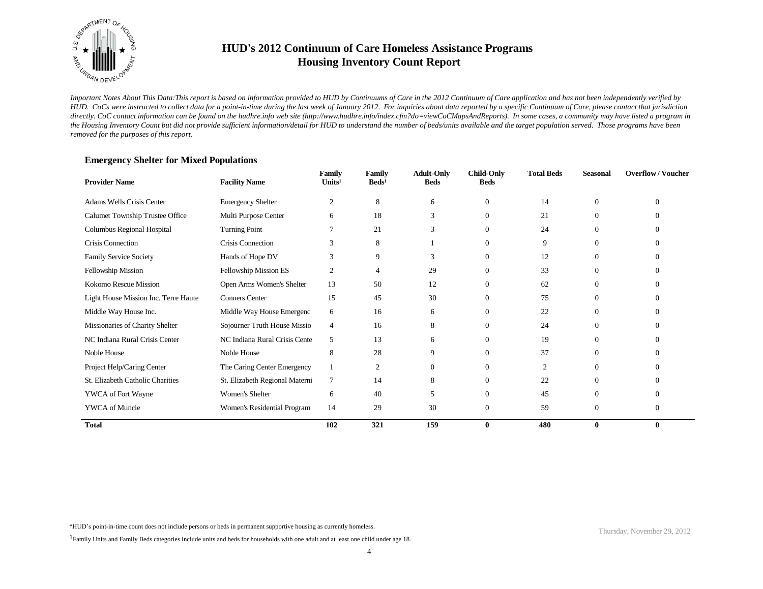# HUD's 2012 Continuum of Care Homeless Assistance Programs
## Housing Inventory Count Report

*Important Notes About This Data:This report is based on information provided to HUD by Continuums of Care in the 2012 Continuum of Care application and has not been independently verified by HUD. CoCs were instructed to collect data for a point-in-time during the last week of January 2012. For inquiries about data reported by a specific Continuum of Care, please contact that jurisdiction directly. CoC contact information can be found on the hudhre.info web site (http://www.hudhre.info/index.cfm?do=viewCoCMapsAndReports). In some cases, a community may have listed a program in the Housing Inventory Count but did not provide sufficient information/detail for HUD to understand the number of beds/units available and the target population served. Those programs have been removed for the purposes of this report.*

### Emergency Shelter for Mixed Populations

| Provider Name | Facility Name | Family Units[1] | Family Beds[1] | Adult-Only Beds | Child-Only Beds | Total Beds | Seasonal | Overflow / Voucher |
|---|---|---|---|---|---|---|---|---|
| Adams Wells Crisis Center | Emergency Shelter | 2 | 8 | 6 | 0 | 14 | 0 | 0 |
| Calumet Township Trustee Office | Multi Purpose Center | 6 | 18 | 3 | 0 | 21 | 0 | 0 |
| Columbus Regional Hospital | Turning Point | 7 | 21 | 3 | 0 | 24 | 0 | 0 |
| Crisis Connection | Crisis Connection | 3 | 8 | 1 | 0 | 9 | 0 | 0 |
| Family Service Society | Hands of Hope DV | 3 | 9 | 3 | 0 | 12 | 0 | 0 |
| Fellowship Mission | Fellowship Mission ES | 2 | 4 | 29 | 0 | 33 | 0 | 0 |
| Kokomo Rescue Mission | Open Arms Women's Shelter | 13 | 50 | 12 | 0 | 62 | 0 | 0 |
| Light House Mission Inc. Terre Haute | Conners Center | 15 | 45 | 30 | 0 | 75 | 0 | 0 |
| Middle Way House Inc. | Middle Way House Emergenc | 6 | 16 | 6 | 0 | 22 | 0 | 0 |
| Missionaries of Charity Shelter | Sojourner Truth House Missio | 4 | 16 | 8 | 0 | 24 | 0 | 0 |
| NC Indiana Rural Crisis Center | NC Indiana Rural Crisis Cente | 5 | 13 | 6 | 0 | 19 | 0 | 0 |
| Noble House | Noble House | 8 | 28 | 9 | 0 | 37 | 0 | 0 |
| Project Help/Caring Center | The Caring Center Emergency | 1 | 2 | 0 | 0 | 2 | 0 | 0 |
| St. Elizabeth Catholic Charities | St. Elizabeth Regional Materni | 7 | 14 | 8 | 0 | 22 | 0 | 0 |
| YWCA of Fort Wayne | Women's Shelter | 6 | 40 | 5 | 0 | 45 | 0 | 0 |
| YWCA of Muncie | Women's Residential Program | 14 | 29 | 30 | 0 | 59 | 0 | 0 |
| **Total** | | **102** | **321** | **159** | **0** | **480** | **0** | **0** |

*HUD's point-in-time count does not include persons or beds in permanent supportive housing as currently homeless.

[1]Family Units and Family Beds categories include units and beds for households with one adult and at least one child under age 18.

Thursday, November 29, 2012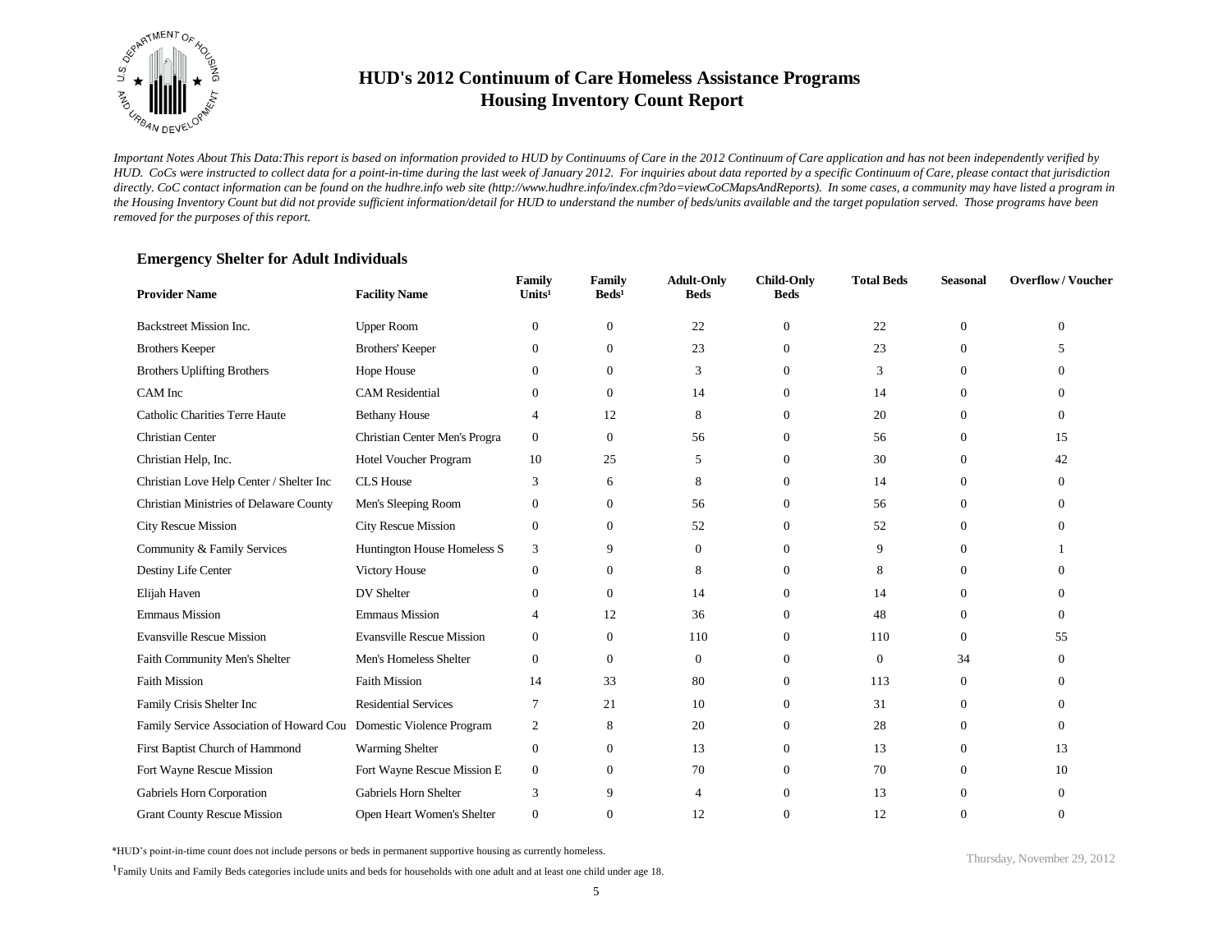# HUD's 2012 Continuum of Care Homeless Assistance Programs
## Housing Inventory Count Report

*Important Notes About This Data:This report is based on information provided to HUD by Continuums of Care in the 2012 Continuum of Care application and has not been independently verified by HUD. CoCs were instructed to collect data for a point-in-time during the last week of January 2012. For inquiries about data reported by a specific Continuum of Care, please contact that jurisdiction directly. CoC contact information can be found on the hudhre.info web site (http://www.hudhre.info/index.cfm?do=viewCoCMapsAndReports). In some cases, a community may have listed a program in the Housing Inventory Count but did not provide sufficient information/detail for HUD to understand the number of beds/units available and the target population served. Those programs have been removed for the purposes of this report.*

### Emergency Shelter for Adult Individuals

| Provider Name | Facility Name | Family Units[1] | Family Beds[1] | Adult-Only Beds | Child-Only Beds | Total Beds | Seasonal | Overflow / Voucher |
|---|---|---|---|---|---|---|---|---|
| Backstreet Mission Inc. | Upper Room | 0 | 0 | 22 | 0 | 22 | 0 | 0 |
| Brothers Keeper | Brothers' Keeper | 0 | 0 | 23 | 0 | 23 | 0 | 5 |
| Brothers Uplifting Brothers | Hope House | 0 | 0 | 3 | 0 | 3 | 0 | 0 |
| CAM Inc | CAM Residential | 0 | 0 | 14 | 0 | 14 | 0 | 0 |
| Catholic Charities Terre Haute | Bethany House | 4 | 12 | 8 | 0 | 20 | 0 | 0 |
| Christian Center | Christian Center Men's Progra | 0 | 0 | 56 | 0 | 56 | 0 | 15 |
| Christian Help, Inc. | Hotel Voucher Program | 10 | 25 | 5 | 0 | 30 | 0 | 42 |
| Christian Love Help Center / Shelter Inc | CLS House | 3 | 6 | 8 | 0 | 14 | 0 | 0 |
| Christian Ministries of Delaware County | Men's Sleeping Room | 0 | 0 | 56 | 0 | 56 | 0 | 0 |
| City Rescue Mission | City Rescue Mission | 0 | 0 | 52 | 0 | 52 | 0 | 0 |
| Community & Family Services | Huntington House Homeless S | 3 | 9 | 0 | 0 | 9 | 0 | 1 |
| Destiny Life Center | Victory House | 0 | 0 | 8 | 0 | 8 | 0 | 0 |
| Elijah Haven | DV Shelter | 0 | 0 | 14 | 0 | 14 | 0 | 0 |
| Emmaus Mission | Emmaus Mission | 4 | 12 | 36 | 0 | 48 | 0 | 0 |
| Evansville Rescue Mission | Evansville Rescue Mission | 0 | 0 | 110 | 0 | 110 | 0 | 55 |
| Faith Community Men's Shelter | Men's Homeless Shelter | 0 | 0 | 0 | 0 | 0 | 34 | 0 |
| Faith Mission | Faith Mission | 14 | 33 | 80 | 0 | 113 | 0 | 0 |
| Family Crisis Shelter Inc | Residential Services | 7 | 21 | 10 | 0 | 31 | 0 | 0 |
| Family Service Association of Howard Cou | Domestic Violence Program | 2 | 8 | 20 | 0 | 28 | 0 | 0 |
| First Baptist Church of Hammond | Warming Shelter | 0 | 0 | 13 | 0 | 13 | 0 | 13 |
| Fort Wayne Rescue Mission | Fort Wayne Rescue Mission E | 0 | 0 | 70 | 0 | 70 | 0 | 10 |
| Gabriels Horn Corporation | Gabriels Horn Shelter | 3 | 9 | 4 | 0 | 13 | 0 | 0 |
| Grant County Rescue Mission | Open Heart Women's Shelter | 0 | 0 | 12 | 0 | 12 | 0 | 0 |

*HUD's point-in-time count does not include persons or beds in permanent supportive housing as currently homeless.

[1]Family Units and Family Beds categories include units and beds for households with one adult and at least one child under age 18.

Thursday, November 29, 2012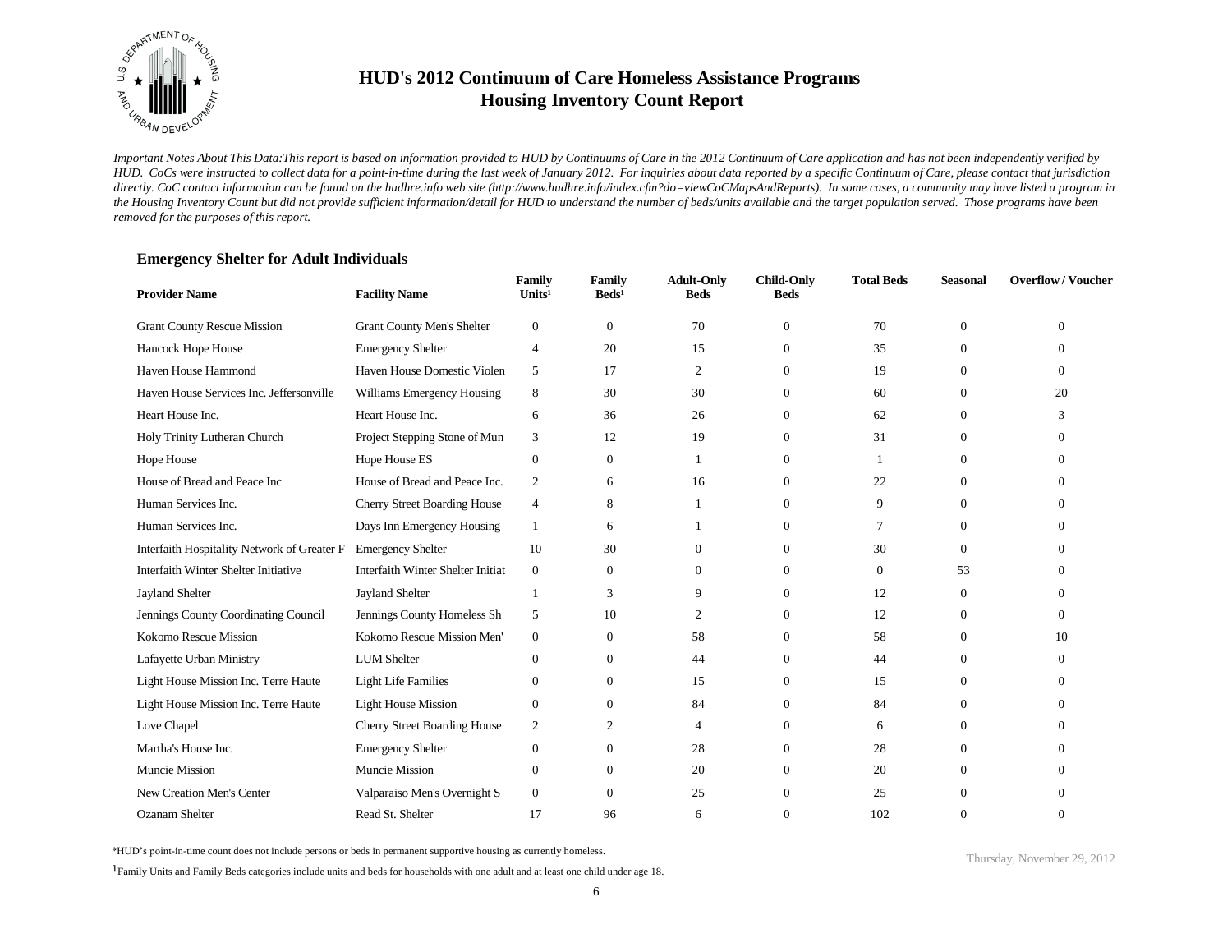# HUD's 2012 Continuum of Care Homeless Assistance Programs
# Housing Inventory Count Report

*Important Notes About This Data:This report is based on information provided to HUD by Continuums of Care in the 2012 Continuum of Care application and has not been independently verified by HUD. CoCs were instructed to collect data for a point-in-time during the last week of January 2012. For inquiries about data reported by a specific Continuum of Care, please contact that jurisdiction directly. CoC contact information can be found on the hudhre.info web site (http://www.hudhre.info/index.cfm?do=viewCoCMapsAndReports). In some cases, a community may have listed a program in the Housing Inventory Count but did not provide sufficient information/detail for HUD to understand the number of beds/units available and the target population served. Those programs have been removed for the purposes of this report.*

### Emergency Shelter for Adult Individuals

| Provider Name | Facility Name | Family Units[1] | Family Beds[1] | Adult-Only Beds | Child-Only Beds | Total Beds | Seasonal | Overflow / Voucher |
|---|---|---|---|---|---|---|---|---|
| Grant County Rescue Mission | Grant County Men's Shelter | 0 | 0 | 70 | 0 | 70 | 0 | 0 |
| Hancock Hope House | Emergency Shelter | 4 | 20 | 15 | 0 | 35 | 0 | 0 |
| Haven House Hammond | Haven House Domestic Violen | 5 | 17 | 2 | 0 | 19 | 0 | 0 |
| Haven House Services Inc. Jeffersonville | Williams Emergency Housing | 8 | 30 | 30 | 0 | 60 | 0 | 20 |
| Heart House Inc. | Heart House Inc. | 6 | 36 | 26 | 0 | 62 | 0 | 3 |
| Holy Trinity Lutheran Church | Project Stepping Stone of Mun | 3 | 12 | 19 | 0 | 31 | 0 | 0 |
| Hope House | Hope House ES | 0 | 0 | 1 | 0 | 1 | 0 | 0 |
| House of Bread and Peace Inc | House of Bread and Peace Inc. | 2 | 6 | 16 | 0 | 22 | 0 | 0 |
| Human Services Inc. | Cherry Street Boarding House | 4 | 8 | 1 | 0 | 9 | 0 | 0 |
| Human Services Inc. | Days Inn Emergency Housing | 1 | 6 | 1 | 0 | 7 | 0 | 0 |
| Interfaith Hospitality Network of Greater F | Emergency Shelter | 10 | 30 | 0 | 0 | 30 | 0 | 0 |
| Interfaith Winter Shelter Initiative | Interfaith Winter Shelter Initiat | 0 | 0 | 0 | 0 | 0 | 53 | 0 |
| Jayland Shelter | Jayland Shelter | 1 | 3 | 9 | 0 | 12 | 0 | 0 |
| Jennings County Coordinating Council | Jennings County Homeless Sh | 5 | 10 | 2 | 0 | 12 | 0 | 0 |
| Kokomo Rescue Mission | Kokomo Rescue Mission Men' | 0 | 0 | 58 | 0 | 58 | 0 | 10 |
| Lafayette Urban Ministry | LUM Shelter | 0 | 0 | 44 | 0 | 44 | 0 | 0 |
| Light House Mission Inc. Terre Haute | Light Life Families | 0 | 0 | 15 | 0 | 15 | 0 | 0 |
| Light House Mission Inc. Terre Haute | Light House Mission | 0 | 0 | 84 | 0 | 84 | 0 | 0 |
| Love Chapel | Cherry Street Boarding House | 2 | 2 | 4 | 0 | 6 | 0 | 0 |
| Martha's House Inc. | Emergency Shelter | 0 | 0 | 28 | 0 | 28 | 0 | 0 |
| Muncie Mission | Muncie Mission | 0 | 0 | 20 | 0 | 20 | 0 | 0 |
| New Creation Men's Center | Valparaiso Men's Overnight S | 0 | 0 | 25 | 0 | 25 | 0 | 0 |
| Ozanam Shelter | Read St. Shelter | 17 | 96 | 6 | 0 | 102 | 0 | 0 |

*HUD's point-in-time count does not include persons or beds in permanent supportive housing as currently homeless.

[1]Family Units and Family Beds categories include units and beds for households with one adult and at least one child under age 18.

Thursday, November 29, 2012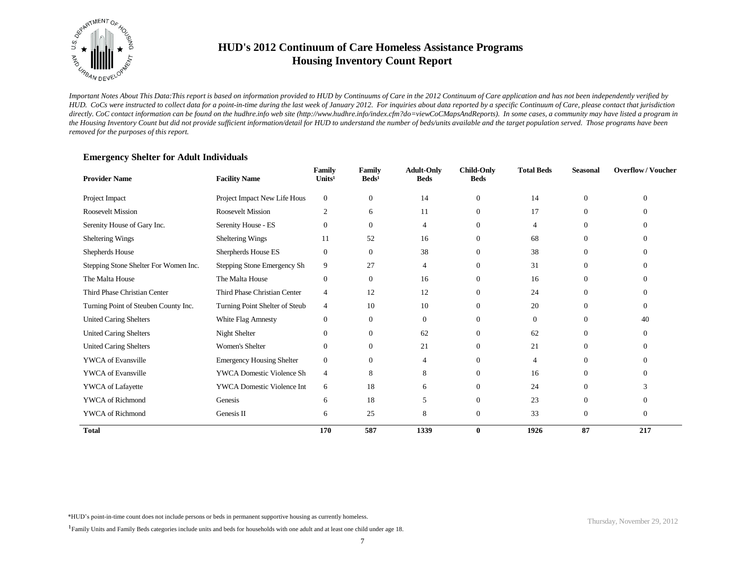# HUD's 2012 Continuum of Care Homeless Assistance Programs
# Housing Inventory Count Report

*Important Notes About This Data:This report is based on information provided to HUD by Continuums of Care in the 2012 Continuum of Care application and has not been independently verified by HUD. CoCs were instructed to collect data for a point-in-time during the last week of January 2012. For inquiries about data reported by a specific Continuum of Care, please contact that jurisdiction directly. CoC contact information can be found on the hudhre.info web site (http://www.hudhre.info/index.cfm?do=viewCoCMapsAndReports). In some cases, a community may have listed a program in the Housing Inventory Count but did not provide sufficient information/detail for HUD to understand the number of beds/units available and the target population served. Those programs have been removed for the purposes of this report.*

### Emergency Shelter for Adult Individuals

| Provider Name | Facility Name | Family Units[1] | Family Beds[1] | Adult-Only Beds | Child-Only Beds | Total Beds | Seasonal | Overflow / Voucher |
|---|---|---|---|---|---|---|---|---|
| Project Impact | Project Impact New Life Hous | 0 | 0 | 14 | 0 | 14 | 0 | 0 |
| Roosevelt Mission | Roosevelt Mission | 2 | 6 | 11 | 0 | 17 | 0 | 0 |
| Serenity House of Gary Inc. | Serenity House - ES | 0 | 0 | 4 | 0 | 4 | 0 | 0 |
| Sheltering Wings | Sheltering Wings | 11 | 52 | 16 | 0 | 68 | 0 | 0 |
| Shepherds House | Sherpherds House ES | 0 | 0 | 38 | 0 | 38 | 0 | 0 |
| Stepping Stone Shelter For Women Inc. | Stepping Stone Emergency Sh | 9 | 27 | 4 | 0 | 31 | 0 | 0 |
| The Malta House | The Malta House | 0 | 0 | 16 | 0 | 16 | 0 | 0 |
| Third Phase Christian Center | Third Phase Christian Center | 4 | 12 | 12 | 0 | 24 | 0 | 0 |
| Turning Point of Steuben County Inc. | Turning Point Shelter of Steub | 4 | 10 | 10 | 0 | 20 | 0 | 0 |
| United Caring Shelters | White Flag Amnesty | 0 | 0 | 0 | 0 | 0 | 0 | 40 |
| United Caring Shelters | Night Shelter | 0 | 0 | 62 | 0 | 62 | 0 | 0 |
| United Caring Shelters | Women's Shelter | 0 | 0 | 21 | 0 | 21 | 0 | 0 |
| YWCA of Evansville | Emergency Housing Shelter | 0 | 0 | 4 | 0 | 4 | 0 | 0 |
| YWCA of Evansville | YWCA Domestic Violence Sh | 4 | 8 | 8 | 0 | 16 | 0 | 0 |
| YWCA of Lafayette | YWCA Domestic Violence Int | 6 | 18 | 6 | 0 | 24 | 0 | 3 |
| YWCA of Richmond | Genesis | 6 | 18 | 5 | 0 | 23 | 0 | 0 |
| YWCA of Richmond | Genesis II | 6 | 25 | 8 | 0 | 33 | 0 | 0 |
| **Total** | | **170** | **587** | **1339** | **0** | **1926** | **87** | **217** |

*HUD's point-in-time count does not include persons or beds in permanent supportive housing as currently homeless.

[1]Family Units and Family Beds categories include units and beds for households with one adult and at least one child under age 18.

Thursday, November 29, 2012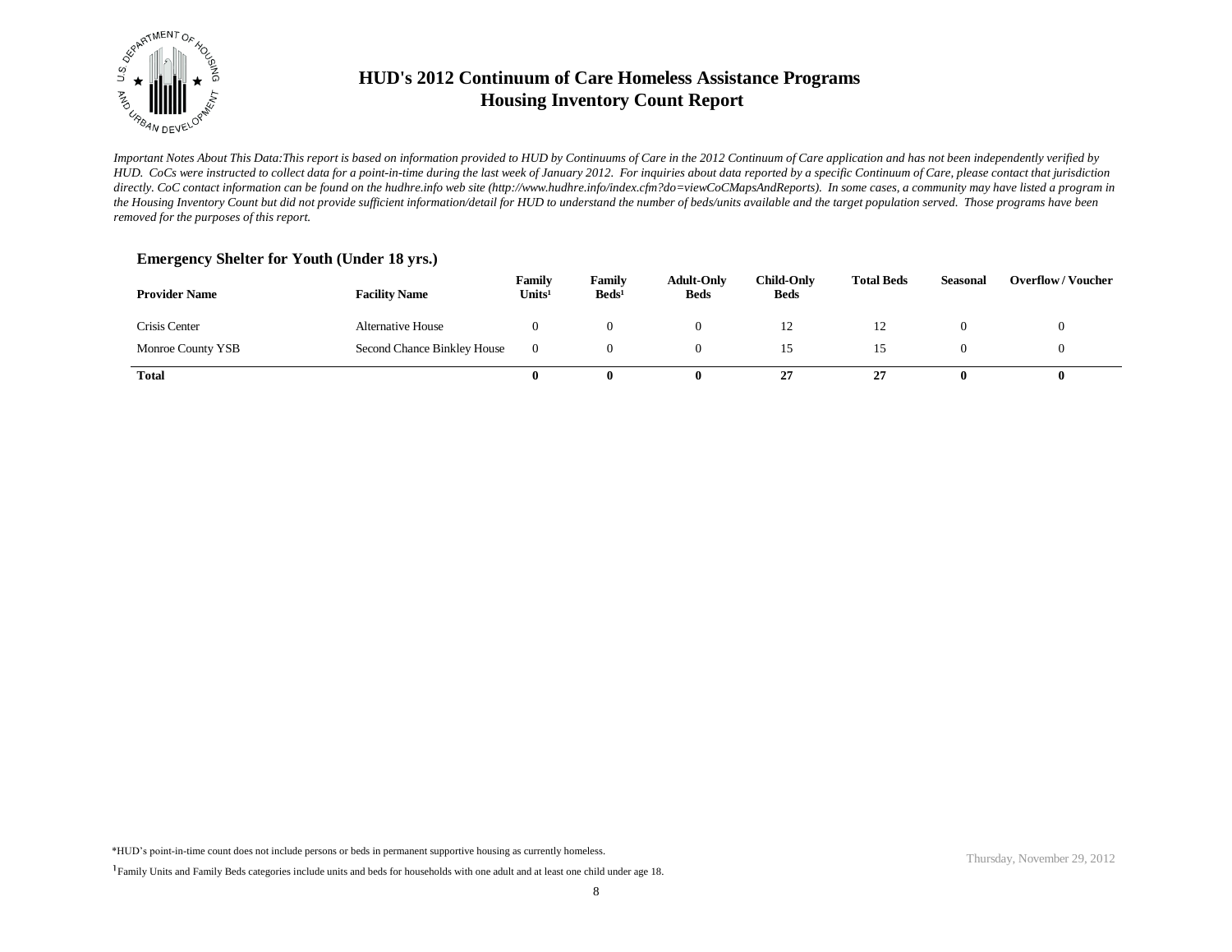# HUD's 2012 Continuum of Care Homeless Assistance Programs
# Housing Inventory Count Report

*Important Notes About This Data:This report is based on information provided to HUD by Continuums of Care in the 2012 Continuum of Care application and has not been independently verified by HUD. CoCs were instructed to collect data for a point-in-time during the last week of January 2012. For inquiries about data reported by a specific Continuum of Care, please contact that jurisdiction directly. CoC contact information can be found on the hudhre.info web site (http://www.hudhre.info/index.cfm?do=viewCoCMapsAndReports). In some cases, a community may have listed a program in the Housing Inventory Count but did not provide sufficient information/detail for HUD to understand the number of beds/units available and the target population served. Those programs have been removed for the purposes of this report.*

### Emergency Shelter for Youth (Under 18 yrs.)

| Provider Name | Facility Name | Family Units[1] | Family Beds[1] | Adult-Only Beds | Child-Only Beds | Total Beds | Seasonal | Overflow / Voucher |
|---|---|---|---|---|---|---|---|---|
| Crisis Center | Alternative House | 0 | 0 | 0 | 12 | 12 | 0 | 0 |
| Monroe County YSB | Second Chance Binkley House | 0 | 0 | 0 | 15 | 15 | 0 | 0 |
| **Total** | | **0** | **0** | **0** | **27** | **27** | **0** | **0** |

*HUD's point-in-time count does not include persons or beds in permanent supportive housing as currently homeless.

[1] Family Units and Family Beds categories include units and beds for households with one adult and at least one child under age 18.

Thursday, November 29, 2012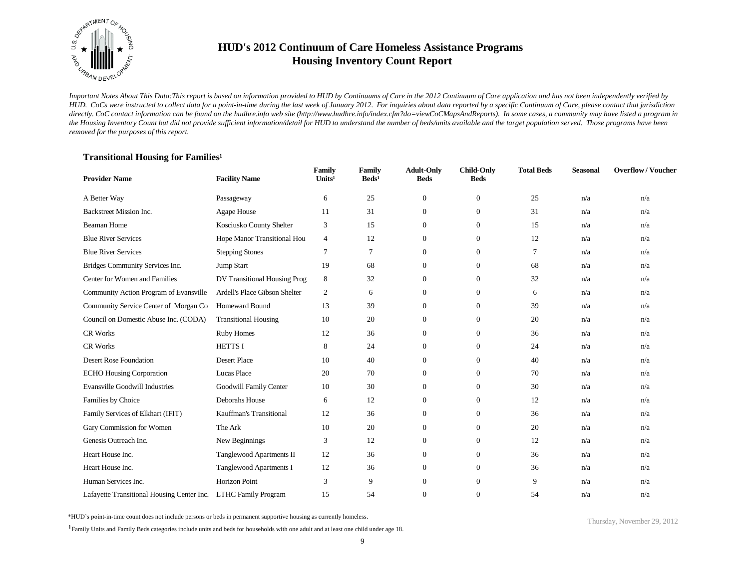# HUD's 2012 Continuum of Care Homeless Assistance Programs
## Housing Inventory Count Report

*Important Notes About This Data:This report is based on information provided to HUD by Continuums of Care in the 2012 Continuum of Care application and has not been independently verified by HUD. CoCs were instructed to collect data for a point-in-time during the last week of January 2012. For inquiries about data reported by a specific Continuum of Care, please contact that jurisdiction directly. CoC contact information can be found on the hudhre.info web site (http://www.hudhre.info/index.cfm?do=viewCoCMapsAndReports). In some cases, a community may have listed a program in the Housing Inventory Count but did not provide sufficient information/detail for HUD to understand the number of beds/units available and the target population served. Those programs have been removed for the purposes of this report.*

### Transitional Housing for Families[1]

| Provider Name | Facility Name | Family Units[1] | Family Beds[1] | Adult-Only Beds | Child-Only Beds | Total Beds | Seasonal | Overflow / Voucher |
|---|---|---|---|---|---|---|---|---|
| A Better Way | Passageway | 6 | 25 | 0 | 0 | 25 | n/a | n/a |
| Backstreet Mission Inc. | Agape House | 11 | 31 | 0 | 0 | 31 | n/a | n/a |
| Beaman Home | Kosciusko County Shelter | 3 | 15 | 0 | 0 | 15 | n/a | n/a |
| Blue River Services | Hope Manor Transitional Hou | 4 | 12 | 0 | 0 | 12 | n/a | n/a |
| Blue River Services | Stepping Stones | 7 | 7 | 0 | 0 | 7 | n/a | n/a |
| Bridges Community Services Inc. | Jump Start | 19 | 68 | 0 | 0 | 68 | n/a | n/a |
| Center for Women and Families | DV Transitional Housing Prog | 8 | 32 | 0 | 0 | 32 | n/a | n/a |
| Community Action Program of Evansville | Ardell's Place Gibson Shelter | 2 | 6 | 0 | 0 | 6 | n/a | n/a |
| Community Service Center of Morgan Co | Homeward Bound | 13 | 39 | 0 | 0 | 39 | n/a | n/a |
| Council on Domestic Abuse Inc. (CODA) | Transitional Housing | 10 | 20 | 0 | 0 | 20 | n/a | n/a |
| CR Works | Ruby Homes | 12 | 36 | 0 | 0 | 36 | n/a | n/a |
| CR Works | HETTS I | 8 | 24 | 0 | 0 | 24 | n/a | n/a |
| Desert Rose Foundation | Desert Place | 10 | 40 | 0 | 0 | 40 | n/a | n/a |
| ECHO Housing Corporation | Lucas Place | 20 | 70 | 0 | 0 | 70 | n/a | n/a |
| Evansville Goodwill Industries | Goodwill Family Center | 10 | 30 | 0 | 0 | 30 | n/a | n/a |
| Families by Choice | Deborahs House | 6 | 12 | 0 | 0 | 12 | n/a | n/a |
| Family Services of Elkhart (IFIT) | Kauffman's Transitional | 12 | 36 | 0 | 0 | 36 | n/a | n/a |
| Gary Commission for Women | The Ark | 10 | 20 | 0 | 0 | 20 | n/a | n/a |
| Genesis Outreach Inc. | New Beginnings | 3 | 12 | 0 | 0 | 12 | n/a | n/a |
| Heart House Inc. | Tanglewood Apartments II | 12 | 36 | 0 | 0 | 36 | n/a | n/a |
| Heart House Inc. | Tanglewood Apartments I | 12 | 36 | 0 | 0 | 36 | n/a | n/a |
| Human Services Inc. | Horizon Point | 3 | 9 | 0 | 0 | 9 | n/a | n/a |
| Lafayette Transitional Housing Center Inc. | LTHC Family Program | 15 | 54 | 0 | 0 | 54 | n/a | n/a |

*HUD's point-in-time count does not include persons or beds in permanent supportive housing as currently homeless.

[1]Family Units and Family Beds categories include units and beds for households with one adult and at least one child under age 18.

Thursday, November 29, 2012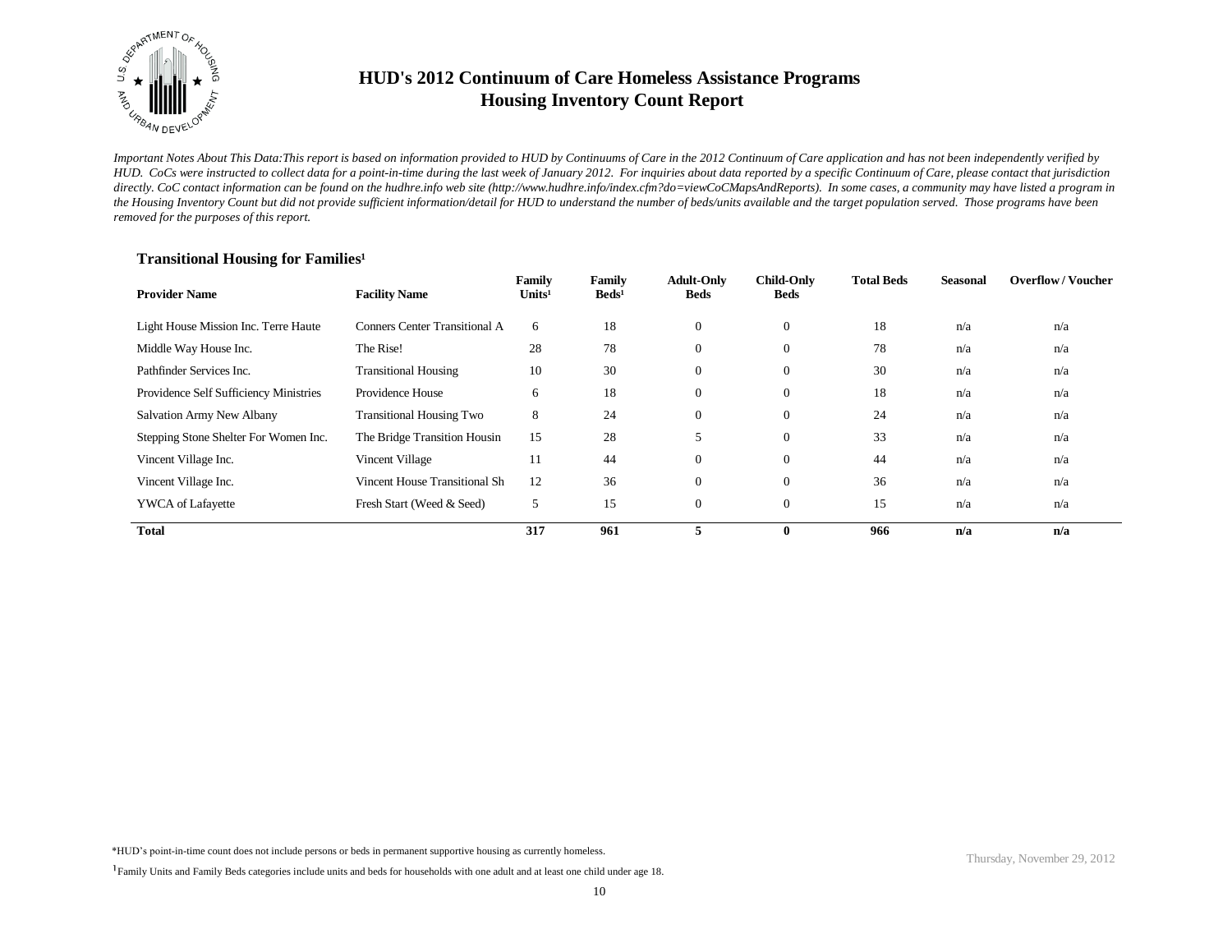# HUD's 2012 Continuum of Care Homeless Assistance Programs
## Housing Inventory Count Report

*Important Notes About This Data:This report is based on information provided to HUD by Continuums of Care in the 2012 Continuum of Care application and has not been independently verified by HUD. CoCs were instructed to collect data for a point-in-time during the last week of January 2012. For inquiries about data reported by a specific Continuum of Care, please contact that jurisdiction directly. CoC contact information can be found on the hudhre.info web site (http://www.hudhre.info/index.cfm?do=viewCoCMapsAndReports). In some cases, a community may have listed a program in the Housing Inventory Count but did not provide sufficient information/detail for HUD to understand the number of beds/units available and the target population served. Those programs have been removed for the purposes of this report.*

### Transitional Housing for Families[1]

| Provider Name | Facility Name | Family Units[1] | Family Beds[1] | Adult-Only Beds | Child-Only Beds | Total Beds | Seasonal | Overflow / Voucher |
|---|---|---|---|---|---|---|---|---|
| Light House Mission Inc. Terre Haute | Conners Center Transitional A | 6 | 18 | 0 | 0 | 18 | n/a | n/a |
| Middle Way House Inc. | The Rise! | 28 | 78 | 0 | 0 | 78 | n/a | n/a |
| Pathfinder Services Inc. | Transitional Housing | 10 | 30 | 0 | 0 | 30 | n/a | n/a |
| Providence Self Sufficiency Ministries | Providence House | 6 | 18 | 0 | 0 | 18 | n/a | n/a |
| Salvation Army New Albany | Transitional Housing Two | 8 | 24 | 0 | 0 | 24 | n/a | n/a |
| Stepping Stone Shelter For Women Inc. | The Bridge Transition Housin | 15 | 28 | 5 | 0 | 33 | n/a | n/a |
| Vincent Village Inc. | Vincent Village | 11 | 44 | 0 | 0 | 44 | n/a | n/a |
| Vincent Village Inc. | Vincent House Transitional Sh | 12 | 36 | 0 | 0 | 36 | n/a | n/a |
| YWCA of Lafayette | Fresh Start (Weed & Seed) | 5 | 15 | 0 | 0 | 15 | n/a | n/a |
| **Total** | | **317** | **961** | **5** | **0** | **966** | **n/a** | **n/a** |

\*HUD's point-in-time count does not include persons or beds in permanent supportive housing as currently homeless.

[1] Family Units and Family Beds categories include units and beds for households with one adult and at least one child under age 18.

Thursday, November 29, 2012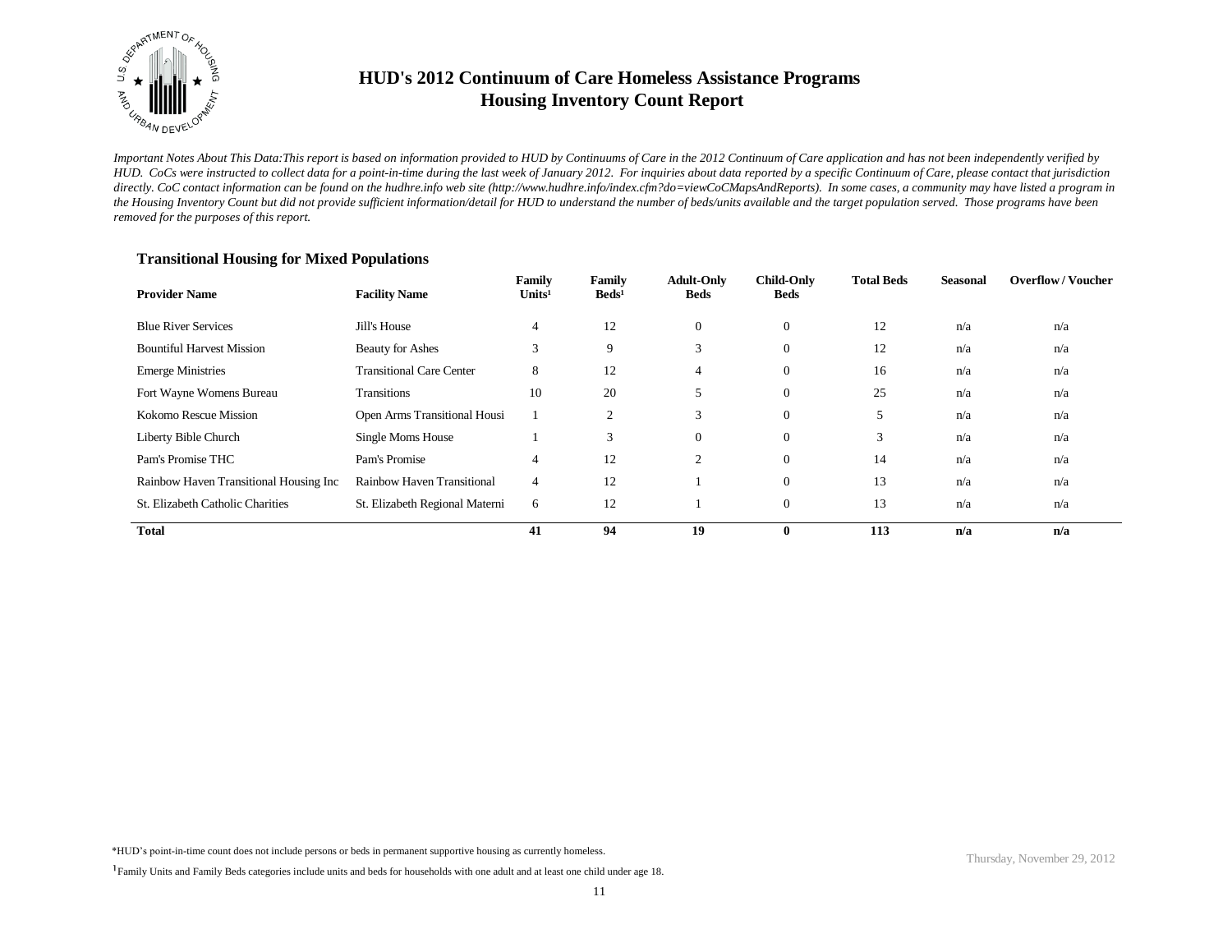# HUD's 2012 Continuum of Care Homeless Assistance Programs
## Housing Inventory Count Report

*Important Notes About This Data:This report is based on information provided to HUD by Continuums of Care in the 2012 Continuum of Care application and has not been independently verified by HUD. CoCs were instructed to collect data for a point-in-time during the last week of January 2012. For inquiries about data reported by a specific Continuum of Care, please contact that jurisdiction directly. CoC contact information can be found on the hudhre.info web site (http://www.hudhre.info/index.cfm?do=viewCoCMapsAndReports). In some cases, a community may have listed a program in the Housing Inventory Count but did not provide sufficient information/detail for HUD to understand the number of beds/units available and the target population served. Those programs have been removed for the purposes of this report.*

### Transitional Housing for Mixed Populations

| Provider Name | Facility Name | Family Units[1] | Family Beds[1] | Adult-Only Beds | Child-Only Beds | Total Beds | Seasonal | Overflow / Voucher |
|---|---|---|---|---|---|---|---|---|
| Blue River Services | Jill's House | 4 | 12 | 0 | 0 | 12 | n/a | n/a |
| Bountiful Harvest Mission | Beauty for Ashes | 3 | 9 | 3 | 0 | 12 | n/a | n/a |
| Emerge Ministries | Transitional Care Center | 8 | 12 | 4 | 0 | 16 | n/a | n/a |
| Fort Wayne Womens Bureau | Transitions | 10 | 20 | 5 | 0 | 25 | n/a | n/a |
| Kokomo Rescue Mission | Open Arms Transitional Housi | 1 | 2 | 3 | 0 | 5 | n/a | n/a |
| Liberty Bible Church | Single Moms House | 1 | 3 | 0 | 0 | 3 | n/a | n/a |
| Pam's Promise THC | Pam's Promise | 4 | 12 | 2 | 0 | 14 | n/a | n/a |
| Rainbow Haven Transitional Housing Inc | Rainbow Haven Transitional | 4 | 12 | 1 | 0 | 13 | n/a | n/a |
| St. Elizabeth Catholic Charities | St. Elizabeth Regional Materni | 6 | 12 | 1 | 0 | 13 | n/a | n/a |
| **Total** | | **41** | **94** | **19** | **0** | **113** | **n/a** | **n/a** |

*HUD's point-in-time count does not include persons or beds in permanent supportive housing as currently homeless.

[1]Family Units and Family Beds categories include units and beds for households with one adult and at least one child under age 18.

Thursday, November 29, 2012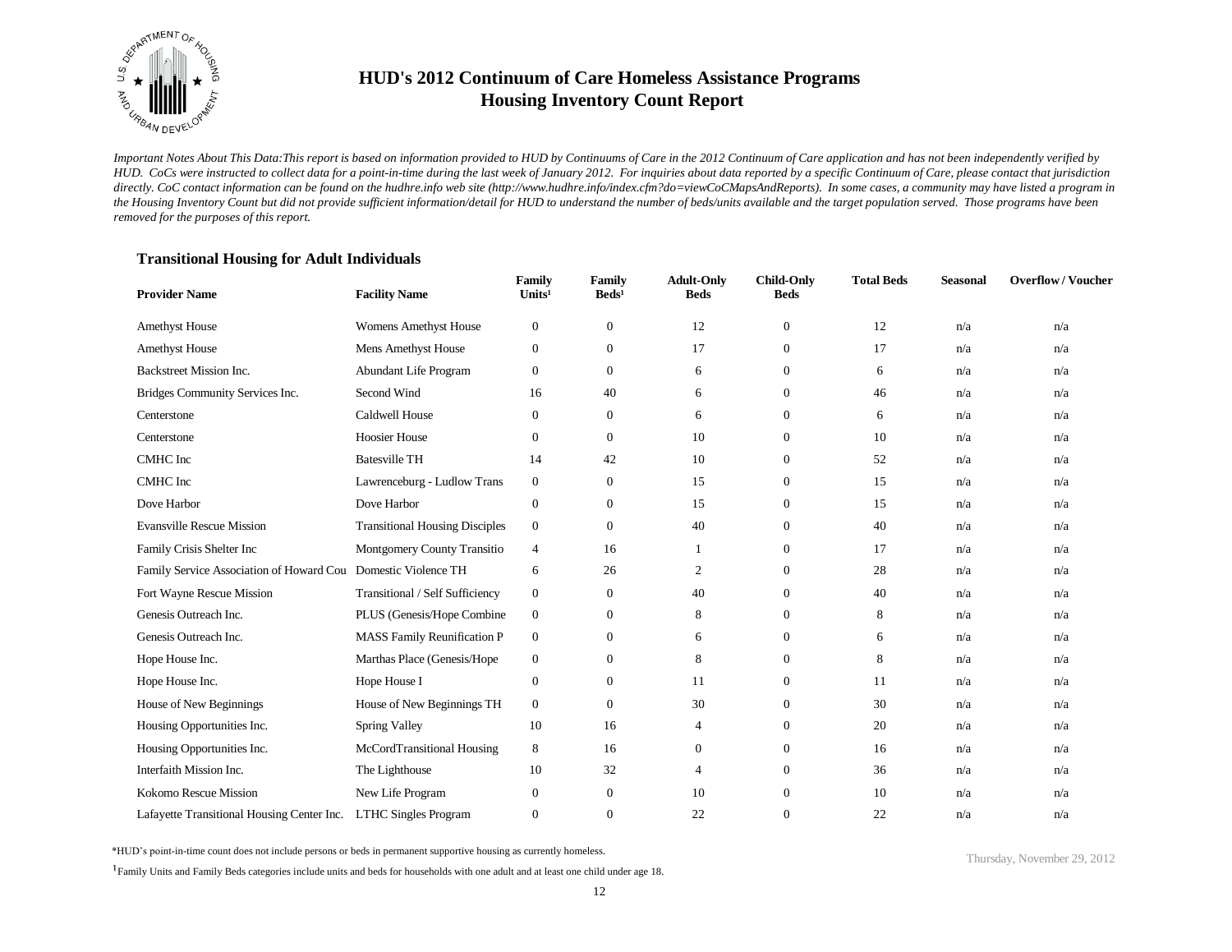# HUD's 2012 Continuum of Care Homeless Assistance Programs
## Housing Inventory Count Report

*Important Notes About This Data:This report is based on information provided to HUD by Continuums of Care in the 2012 Continuum of Care application and has not been independently verified by HUD. CoCs were instructed to collect data for a point-in-time during the last week of January 2012. For inquiries about data reported by a specific Continuum of Care, please contact that jurisdiction directly. CoC contact information can be found on the hudhre.info web site (http://www.hudhre.info/index.cfm?do=viewCoCMapsAndReports). In some cases, a community may have listed a program in the Housing Inventory Count but did not provide sufficient information/detail for HUD to understand the number of beds/units available and the target population served. Those programs have been removed for the purposes of this report.*

### Transitional Housing for Adult Individuals

| Provider Name | Facility Name | Family Units[1] | Family Beds[1] | Adult-Only Beds | Child-Only Beds | Total Beds | Seasonal | Overflow / Voucher |
|---|---|---|---|---|---|---|---|---|
| Amethyst House | Womens Amethyst House | 0 | 0 | 12 | 0 | 12 | n/a | n/a |
| Amethyst House | Mens Amethyst House | 0 | 0 | 17 | 0 | 17 | n/a | n/a |
| Backstreet Mission Inc. | Abundant Life Program | 0 | 0 | 6 | 0 | 6 | n/a | n/a |
| Bridges Community Services Inc. | Second Wind | 16 | 40 | 6 | 0 | 46 | n/a | n/a |
| Centerstone | Caldwell House | 0 | 0 | 6 | 0 | 6 | n/a | n/a |
| Centerstone | Hoosier House | 0 | 0 | 10 | 0 | 10 | n/a | n/a |
| CMHC Inc | Batesville TH | 14 | 42 | 10 | 0 | 52 | n/a | n/a |
| CMHC Inc | Lawrenceburg - Ludlow Trans | 0 | 0 | 15 | 0 | 15 | n/a | n/a |
| Dove Harbor | Dove Harbor | 0 | 0 | 15 | 0 | 15 | n/a | n/a |
| Evansville Rescue Mission | Transitional Housing Disciples | 0 | 0 | 40 | 0 | 40 | n/a | n/a |
| Family Crisis Shelter Inc | Montgomery County Transitio | 4 | 16 | 1 | 0 | 17 | n/a | n/a |
| Family Service Association of Howard Cou | Domestic Violence TH | 6 | 26 | 2 | 0 | 28 | n/a | n/a |
| Fort Wayne Rescue Mission | Transitional / Self Sufficiency | 0 | 0 | 40 | 0 | 40 | n/a | n/a |
| Genesis Outreach Inc. | PLUS (Genesis/Hope Combine | 0 | 0 | 8 | 0 | 8 | n/a | n/a |
| Genesis Outreach Inc. | MASS Family Reunification P | 0 | 0 | 6 | 0 | 6 | n/a | n/a |
| Hope House Inc. | Marthas Place (Genesis/Hope | 0 | 0 | 8 | 0 | 8 | n/a | n/a |
| Hope House Inc. | Hope House I | 0 | 0 | 11 | 0 | 11 | n/a | n/a |
| House of New Beginnings | House of New Beginnings TH | 0 | 0 | 30 | 0 | 30 | n/a | n/a |
| Housing Opportunities Inc. | Spring Valley | 10 | 16 | 4 | 0 | 20 | n/a | n/a |
| Housing Opportunities Inc. | McCordTransitional Housing | 8 | 16 | 0 | 0 | 16 | n/a | n/a |
| Interfaith Mission Inc. | The Lighthouse | 10 | 32 | 4 | 0 | 36 | n/a | n/a |
| Kokomo Rescue Mission | New Life Program | 0 | 0 | 10 | 0 | 10 | n/a | n/a |
| Lafayette Transitional Housing Center Inc. | LTHC Singles Program | 0 | 0 | 22 | 0 | 22 | n/a | n/a |

*HUD's point-in-time count does not include persons or beds in permanent supportive housing as currently homeless.

[1]Family Units and Family Beds categories include units and beds for households with one adult and at least one child under age 18.

Thursday, November 29, 2012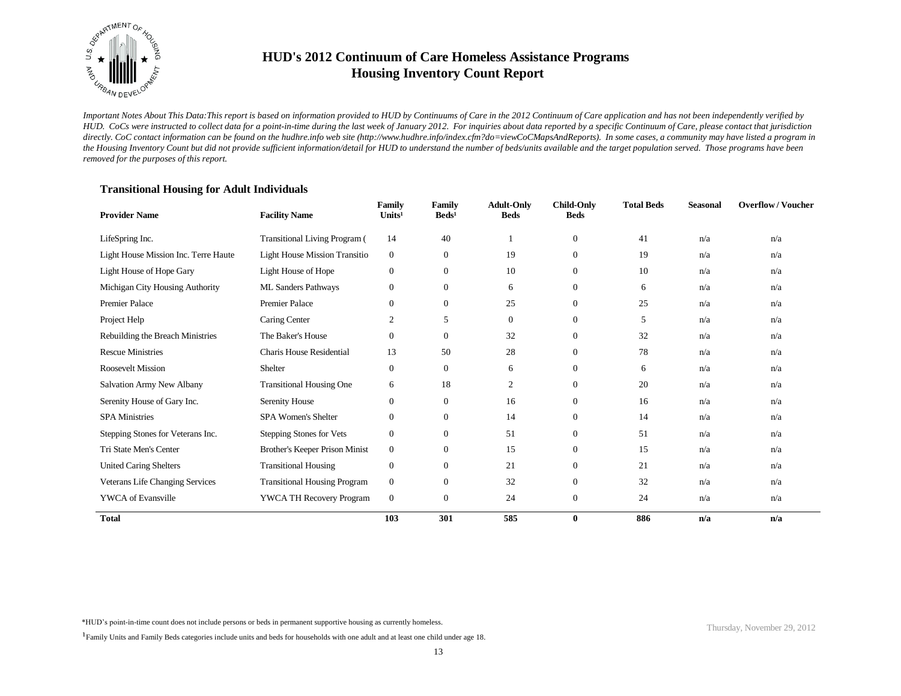# HUD's 2012 Continuum of Care Homeless Assistance Programs
## Housing Inventory Count Report

*Important Notes About This Data:This report is based on information provided to HUD by Continuums of Care in the 2012 Continuum of Care application and has not been independently verified by HUD. CoCs were instructed to collect data for a point-in-time during the last week of January 2012. For inquiries about data reported by a specific Continuum of Care, please contact that jurisdiction directly. CoC contact information can be found on the hudhre.info web site (http://www.hudhre.info/index.cfm?do=viewCoCMapsAndReports). In some cases, a community may have listed a program in the Housing Inventory Count but did not provide sufficient information/detail for HUD to understand the number of beds/units available and the target population served. Those programs have been removed for the purposes of this report.*

### Transitional Housing for Adult Individuals

| Provider Name | Facility Name | Family Units[1] | Family Beds[1] | Adult-Only Beds | Child-Only Beds | Total Beds | Seasonal | Overflow / Voucher |
|---|---|---|---|---|---|---|---|---|
| LifeSpring Inc. | Transitional Living Program ( | 14 | 40 | 1 | 0 | 41 | n/a | n/a |
| Light House Mission Inc. Terre Haute | Light House Mission Transitio | 0 | 0 | 19 | 0 | 19 | n/a | n/a |
| Light House of Hope Gary | Light House of Hope | 0 | 0 | 10 | 0 | 10 | n/a | n/a |
| Michigan City Housing Authority | ML Sanders Pathways | 0 | 0 | 6 | 0 | 6 | n/a | n/a |
| Premier Palace | Premier Palace | 0 | 0 | 25 | 0 | 25 | n/a | n/a |
| Project Help | Caring Center | 2 | 5 | 0 | 0 | 5 | n/a | n/a |
| Rebuilding the Breach Ministries | The Baker's House | 0 | 0 | 32 | 0 | 32 | n/a | n/a |
| Rescue Ministries | Charis House Residential | 13 | 50 | 28 | 0 | 78 | n/a | n/a |
| Roosevelt Mission | Shelter | 0 | 0 | 6 | 0 | 6 | n/a | n/a |
| Salvation Army New Albany | Transitional Housing One | 6 | 18 | 2 | 0 | 20 | n/a | n/a |
| Serenity House of Gary Inc. | Serenity House | 0 | 0 | 16 | 0 | 16 | n/a | n/a |
| SPA Ministries | SPA Women's Shelter | 0 | 0 | 14 | 0 | 14 | n/a | n/a |
| Stepping Stones for Veterans Inc. | Stepping Stones for Vets | 0 | 0 | 51 | 0 | 51 | n/a | n/a |
| Tri State Men's Center | Brother's Keeper Prison Minist | 0 | 0 | 15 | 0 | 15 | n/a | n/a |
| United Caring Shelters | Transitional Housing | 0 | 0 | 21 | 0 | 21 | n/a | n/a |
| Veterans Life Changing Services | Transitional Housing Program | 0 | 0 | 32 | 0 | 32 | n/a | n/a |
| YWCA of Evansville | YWCA TH Recovery Program | 0 | 0 | 24 | 0 | 24 | n/a | n/a |
| **Total** | | **103** | **301** | **585** | **0** | **886** | **n/a** | **n/a** |

*HUD's point-in-time count does not include persons or beds in permanent supportive housing as currently homeless.

[1] Family Units and Family Beds categories include units and beds for households with one adult and at least one child under age 18.

Thursday, November 29, 2012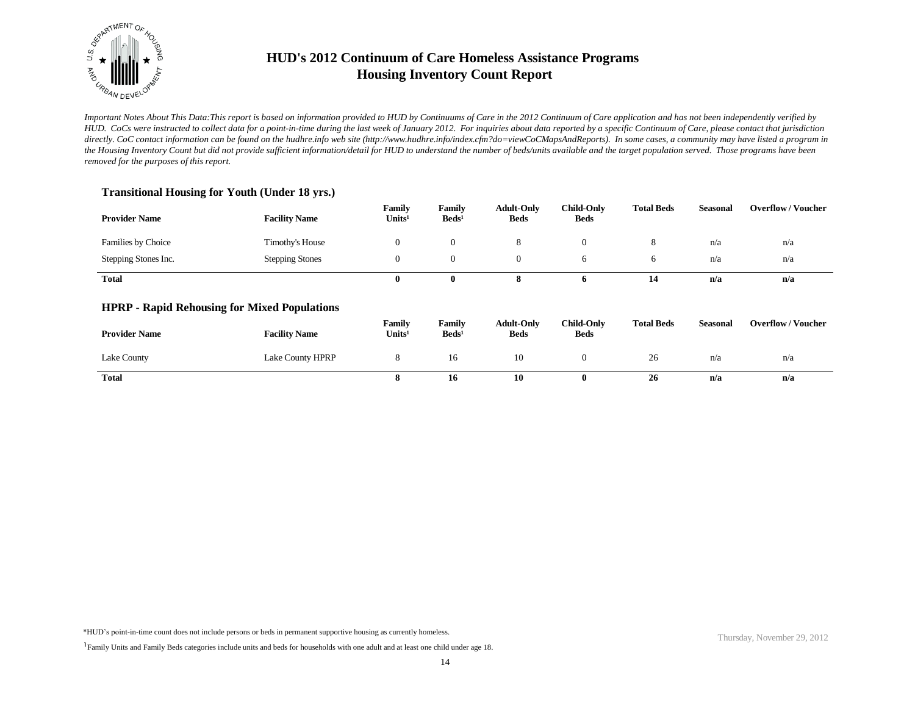# HUD's 2012 Continuum of Care Homeless Assistance Programs
# Housing Inventory Count Report

*Important Notes About This Data:This report is based on information provided to HUD by Continuums of Care in the 2012 Continuum of Care application and has not been independently verified by HUD. CoCs were instructed to collect data for a point-in-time during the last week of January 2012. For inquiries about data reported by a specific Continuum of Care, please contact that jurisdiction directly. CoC contact information can be found on the hudhre.info web site (http://www.hudhre.info/index.cfm?do=viewCoCMapsAndReports). In some cases, a community may have listed a program in the Housing Inventory Count but did not provide sufficient information/detail for HUD to understand the number of beds/units available and the target population served. Those programs have been removed for the purposes of this report.*

### Transitional Housing for Youth (Under 18 yrs.)

| Provider Name | Facility Name | Family Units[1] | Family Beds[1] | Adult-Only Beds | Child-Only Beds | Total Beds | Seasonal | Overflow / Voucher |
|---|---|---|---|---|---|---|---|---|
| Families by Choice | Timothy's House | 0 | 0 | 8 | 0 | 8 | n/a | n/a |
| Stepping Stones Inc. | Stepping Stones | 0 | 0 | 0 | 6 | 6 | n/a | n/a |
| **Total** | | **0** | **0** | **8** | **6** | **14** | **n/a** | **n/a** |

### HPRP - Rapid Rehousing for Mixed Populations

| Provider Name | Facility Name | Family Units[1] | Family Beds[1] | Adult-Only Beds | Child-Only Beds | Total Beds | Seasonal | Overflow / Voucher |
|---|---|---|---|---|---|---|---|---|
| Lake County | Lake County HPRP | 8 | 16 | 10 | 0 | 26 | n/a | n/a |
| **Total** | | **8** | **16** | **10** | **0** | **26** | **n/a** | **n/a** |

*HUD's point-in-time count does not include persons or beds in permanent supportive housing as currently homeless.

[1]Family Units and Family Beds categories include units and beds for households with one adult and at least one child under age 18.

Thursday, November 29, 2012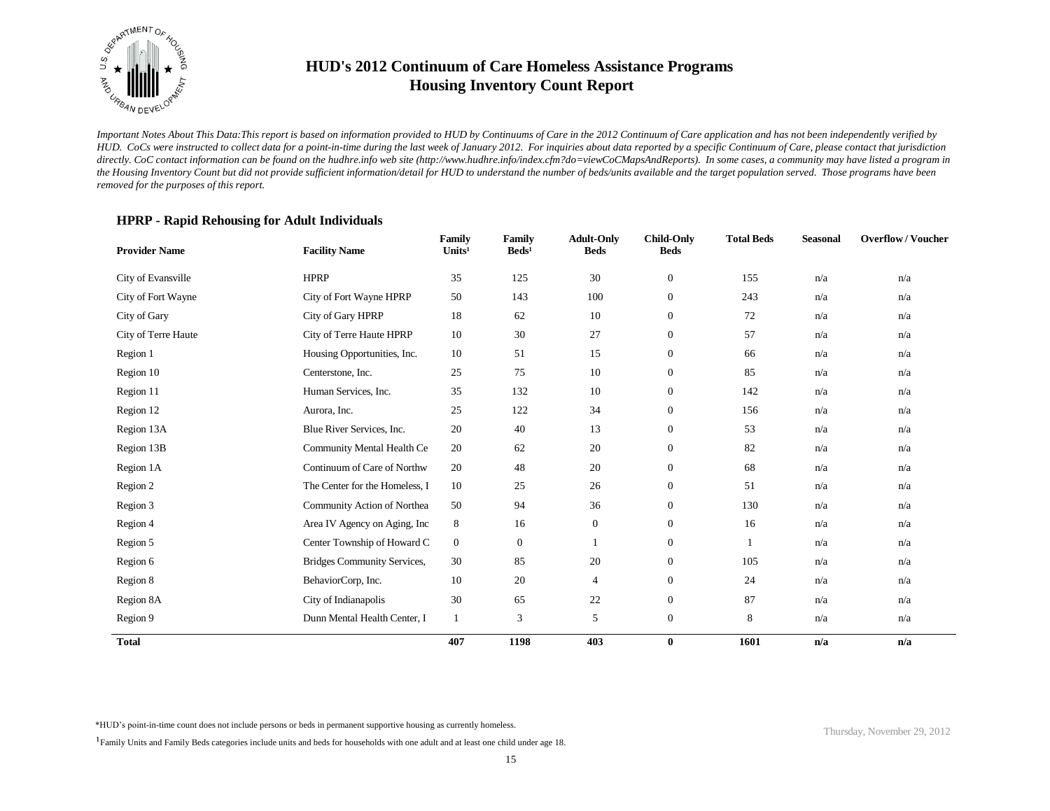# HUD's 2012 Continuum of Care Homeless Assistance Programs
## Housing Inventory Count Report

*Important Notes About This Data:This report is based on information provided to HUD by Continuums of Care in the 2012 Continuum of Care application and has not been independently verified by HUD. CoCs were instructed to collect data for a point-in-time during the last week of January 2012. For inquiries about data reported by a specific Continuum of Care, please contact that jurisdiction directly. CoC contact information can be found on the hudhre.info web site (http://www.hudhre.info/index.cfm?do=viewCoCMapsAndReports). In some cases, a community may have listed a program in the Housing Inventory Count but did not provide sufficient information/detail for HUD to understand the number of beds/units available and the target population served. Those programs have been removed for the purposes of this report.*

### HPRP - Rapid Rehousing for Adult Individuals

| Provider Name | Facility Name | Family Units[1] | Family Beds[1] | Adult-Only Beds | Child-Only Beds | Total Beds | Seasonal | Overflow / Voucher |
|---|---|---|---|---|---|---|---|---|
| City of Evansville | HPRP | 35 | 125 | 30 | 0 | 155 | n/a | n/a |
| City of Fort Wayne | City of Fort Wayne HPRP | 50 | 143 | 100 | 0 | 243 | n/a | n/a |
| City of Gary | City of Gary HPRP | 18 | 62 | 10 | 0 | 72 | n/a | n/a |
| City of Terre Haute | City of Terre Haute HPRP | 10 | 30 | 27 | 0 | 57 | n/a | n/a |
| Region 1 | Housing Opportunities, Inc. | 10 | 51 | 15 | 0 | 66 | n/a | n/a |
| Region 10 | Centerstone, Inc. | 25 | 75 | 10 | 0 | 85 | n/a | n/a |
| Region 11 | Human Services, Inc. | 35 | 132 | 10 | 0 | 142 | n/a | n/a |
| Region 12 | Aurora, Inc. | 25 | 122 | 34 | 0 | 156 | n/a | n/a |
| Region 13A | Blue River Services, Inc. | 20 | 40 | 13 | 0 | 53 | n/a | n/a |
| Region 13B | Community Mental Health Ce | 20 | 62 | 20 | 0 | 82 | n/a | n/a |
| Region 1A | Continuum of Care of Northw | 20 | 48 | 20 | 0 | 68 | n/a | n/a |
| Region 2 | The Center for the Homeless, I | 10 | 25 | 26 | 0 | 51 | n/a | n/a |
| Region 3 | Community Action of Northea | 50 | 94 | 36 | 0 | 130 | n/a | n/a |
| Region 4 | Area IV Agency on Aging, Inc | 8 | 16 | 0 | 0 | 16 | n/a | n/a |
| Region 5 | Center Township of Howard C | 0 | 0 | 1 | 0 | 1 | n/a | n/a |
| Region 6 | Bridges Community Services, | 30 | 85 | 20 | 0 | 105 | n/a | n/a |
| Region 8 | BehaviorCorp, Inc. | 10 | 20 | 4 | 0 | 24 | n/a | n/a |
| Region 8A | City of Indianapolis | 30 | 65 | 22 | 0 | 87 | n/a | n/a |
| Region 9 | Dunn Mental Health Center, I | 1 | 3 | 5 | 0 | 8 | n/a | n/a |
| **Total** | | **407** | **1198** | **403** | **0** | **1601** | **n/a** | **n/a** |

*HUD's point-in-time count does not include persons or beds in permanent supportive housing as currently homeless.

[1] Family Units and Family Beds categories include units and beds for households with one adult and at least one child under age 18.

Thursday, November 29, 2012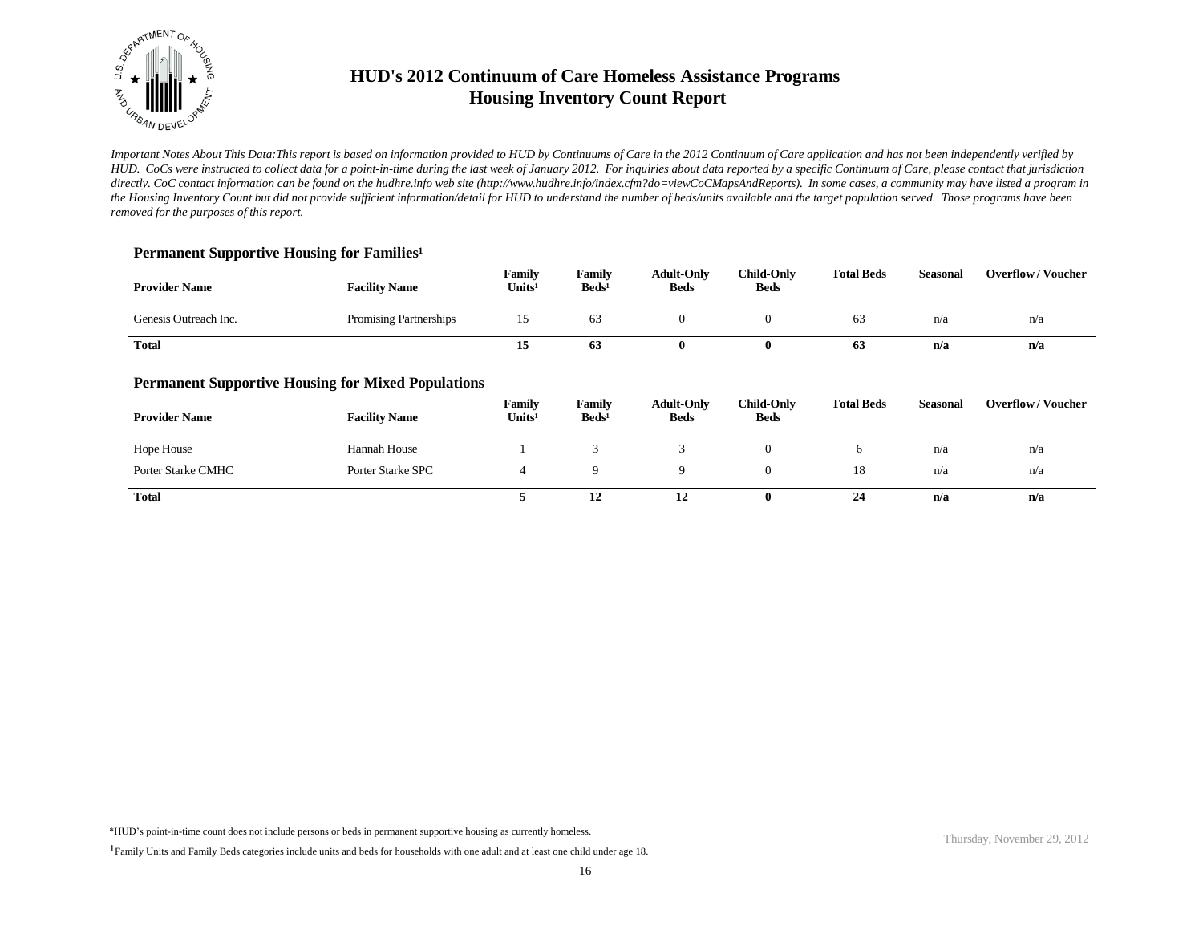# HUD's 2012 Continuum of Care Homeless Assistance Programs
# Housing Inventory Count Report

*Important Notes About This Data:This report is based on information provided to HUD by Continuums of Care in the 2012 Continuum of Care application and has not been independently verified by HUD. CoCs were instructed to collect data for a point-in-time during the last week of January 2012. For inquiries about data reported by a specific Continuum of Care, please contact that jurisdiction directly. CoC contact information can be found on the hudhre.info web site (http://www.hudhre.info/index.cfm?do=viewCoCMapsAndReports). In some cases, a community may have listed a program in the Housing Inventory Count but did not provide sufficient information/detail for HUD to understand the number of beds/units available and the target population served. Those programs have been removed for the purposes of this report.*

## Permanent Supportive Housing for Families[1]

| Provider Name | Facility Name | Family Units[1] | Family Beds[1] | Adult-Only Beds | Child-Only Beds | Total Beds | Seasonal | Overflow / Voucher |
|---|---|---|---|---|---|---|---|---|
| Genesis Outreach Inc. | Promising Partnerships | 15 | 63 | 0 | 0 | 63 | n/a | n/a |
| **Total** | | **15** | **63** | **0** | **0** | **63** | **n/a** | **n/a** |

## Permanent Supportive Housing for Mixed Populations

| Provider Name | Facility Name | Family Units[1] | Family Beds[1] | Adult-Only Beds | Child-Only Beds | Total Beds | Seasonal | Overflow / Voucher |
|---|---|---|---|---|---|---|---|---|
| Hope House | Hannah House | 1 | 3 | 3 | 0 | 6 | n/a | n/a |
| Porter Starke CMHC | Porter Starke SPC | 4 | 9 | 9 | 0 | 18 | n/a | n/a |
| **Total** | | **5** | **12** | **12** | **0** | **24** | **n/a** | **n/a** |

*HUD's point-in-time count does not include persons or beds in permanent supportive housing as currently homeless.

[1] Family Units and Family Beds categories include units and beds for households with one adult and at least one child under age 18.

Thursday, November 29, 2012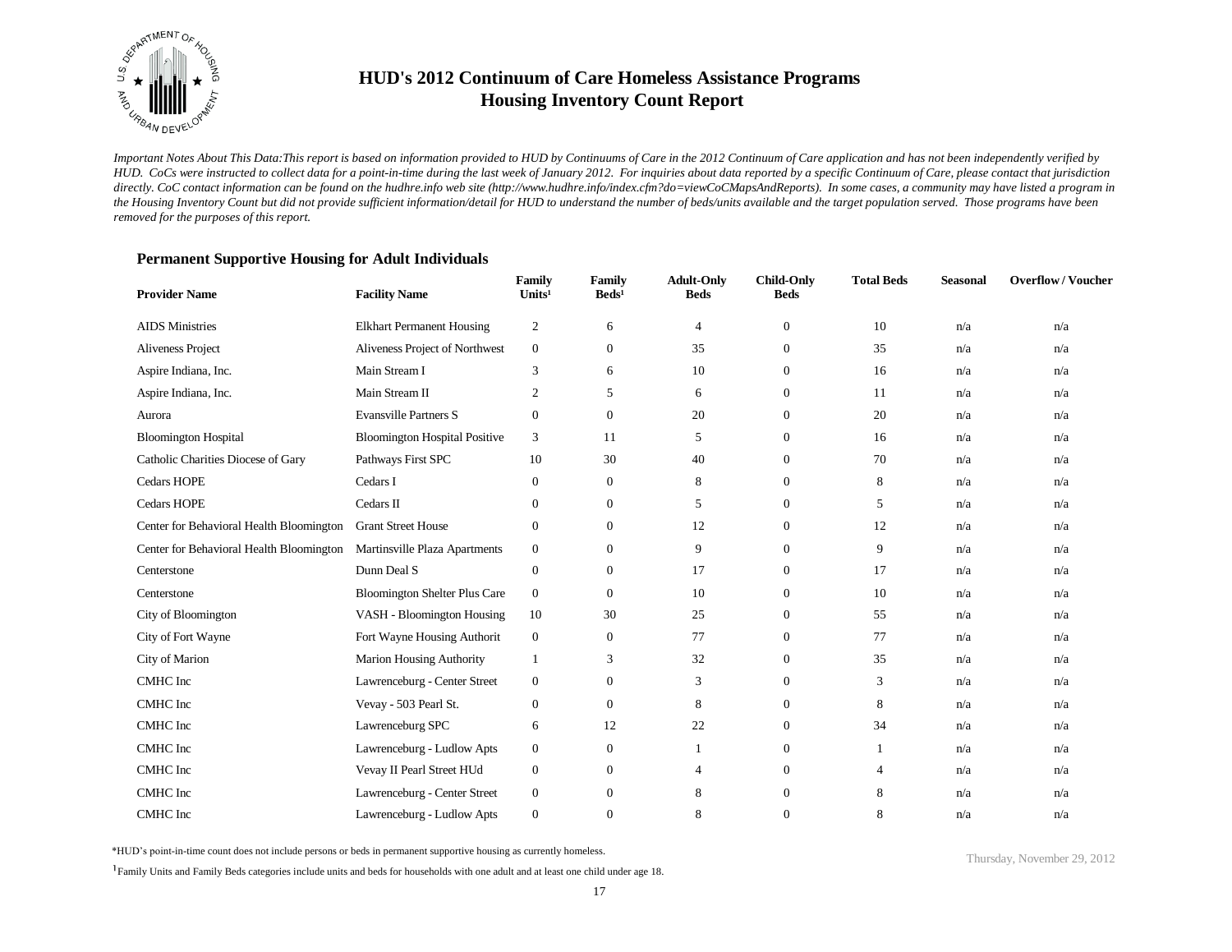# HUD's 2012 Continuum of Care Homeless Assistance Programs
## Housing Inventory Count Report

*Important Notes About This Data:This report is based on information provided to HUD by Continuums of Care in the 2012 Continuum of Care application and has not been independently verified by HUD. CoCs were instructed to collect data for a point-in-time during the last week of January 2012. For inquiries about data reported by a specific Continuum of Care, please contact that jurisdiction directly. CoC contact information can be found on the hudhre.info web site (http://www.hudhre.info/index.cfm?do=viewCoCMapsAndReports). In some cases, a community may have listed a program in the Housing Inventory Count but did not provide sufficient information/detail for HUD to understand the number of beds/units available and the target population served. Those programs have been removed for the purposes of this report.*

### Permanent Supportive Housing for Adult Individuals

| Provider Name | Facility Name | Family Units[1] | Family Beds[1] | Adult-Only Beds | Child-Only Beds | Total Beds | Seasonal | Overflow / Voucher |
|---|---|---|---|---|---|---|---|---|
| AIDS Ministries | Elkhart Permanent Housing | 2 | 6 | 4 | 0 | 10 | n/a | n/a |
| Aliveness Project | Aliveness Project of Northwest | 0 | 0 | 35 | 0 | 35 | n/a | n/a |
| Aspire Indiana, Inc. | Main Stream I | 3 | 6 | 10 | 0 | 16 | n/a | n/a |
| Aspire Indiana, Inc. | Main Stream II | 2 | 5 | 6 | 0 | 11 | n/a | n/a |
| Aurora | Evansville Partners S | 0 | 0 | 20 | 0 | 20 | n/a | n/a |
| Bloomington Hospital | Bloomington Hospital Positive | 3 | 11 | 5 | 0 | 16 | n/a | n/a |
| Catholic Charities Diocese of Gary | Pathways First SPC | 10 | 30 | 40 | 0 | 70 | n/a | n/a |
| Cedars HOPE | Cedars I | 0 | 0 | 8 | 0 | 8 | n/a | n/a |
| Cedars HOPE | Cedars II | 0 | 0 | 5 | 0 | 5 | n/a | n/a |
| Center for Behavioral Health Bloomington | Grant Street House | 0 | 0 | 12 | 0 | 12 | n/a | n/a |
| Center for Behavioral Health Bloomington | Martinsville Plaza Apartments | 0 | 0 | 9 | 0 | 9 | n/a | n/a |
| Centerstone | Dunn Deal S | 0 | 0 | 17 | 0 | 17 | n/a | n/a |
| Centerstone | Bloomington Shelter Plus Care | 0 | 0 | 10 | 0 | 10 | n/a | n/a |
| City of Bloomington | VASH - Bloomington Housing | 10 | 30 | 25 | 0 | 55 | n/a | n/a |
| City of Fort Wayne | Fort Wayne Housing Authorit | 0 | 0 | 77 | 0 | 77 | n/a | n/a |
| City of Marion | Marion Housing Authority | 1 | 3 | 32 | 0 | 35 | n/a | n/a |
| CMHC Inc | Lawrenceburg - Center Street | 0 | 0 | 3 | 0 | 3 | n/a | n/a |
| CMHC Inc | Vevay - 503 Pearl St. | 0 | 0 | 8 | 0 | 8 | n/a | n/a |
| CMHC Inc | Lawrenceburg SPC | 6 | 12 | 22 | 0 | 34 | n/a | n/a |
| CMHC Inc | Lawrenceburg - Ludlow Apts | 0 | 0 | 1 | 0 | 1 | n/a | n/a |
| CMHC Inc | Vevay II Pearl Street HUd | 0 | 0 | 4 | 0 | 4 | n/a | n/a |
| CMHC Inc | Lawrenceburg - Center Street | 0 | 0 | 8 | 0 | 8 | n/a | n/a |
| CMHC Inc | Lawrenceburg - Ludlow Apts | 0 | 0 | 8 | 0 | 8 | n/a | n/a |

*HUD's point-in-time count does not include persons or beds in permanent supportive housing as currently homeless.

[1]Family Units and Family Beds categories include units and beds for households with one adult and at least one child under age 18.

Thursday, November 29, 2012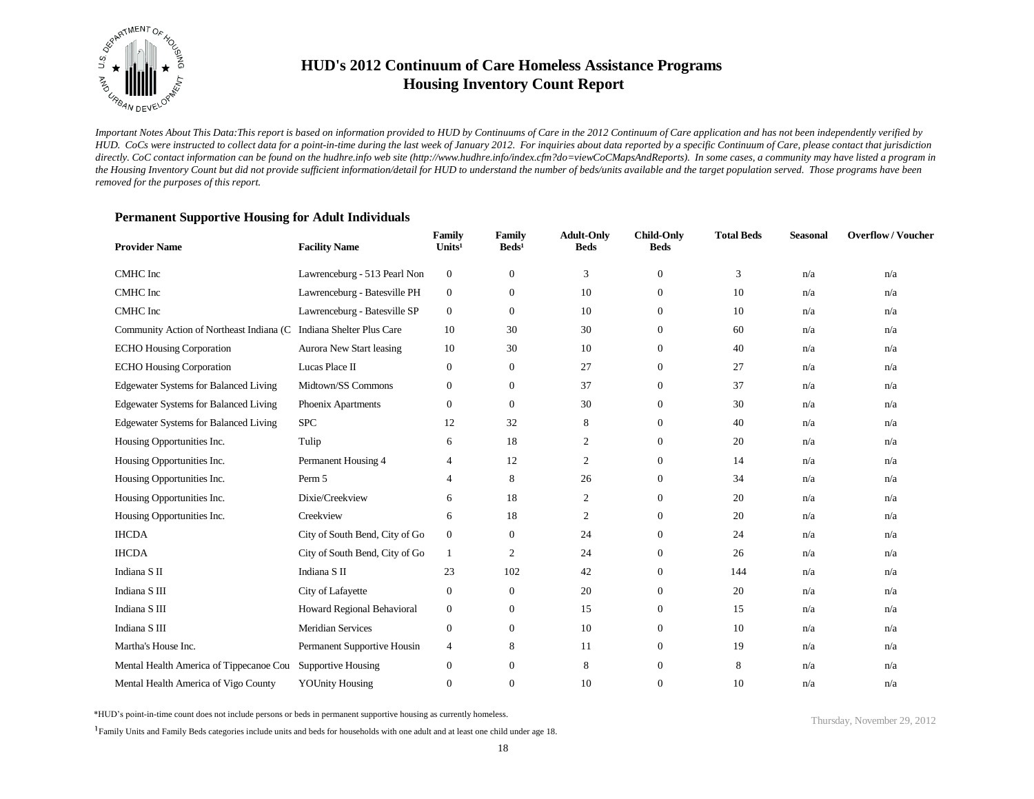# HUD's 2012 Continuum of Care Homeless Assistance Programs
## Housing Inventory Count Report

*Important Notes About This Data:This report is based on information provided to HUD by Continuums of Care in the 2012 Continuum of Care application and has not been independently verified by HUD. CoCs were instructed to collect data for a point-in-time during the last week of January 2012. For inquiries about data reported by a specific Continuum of Care, please contact that jurisdiction directly. CoC contact information can be found on the hudhre.info web site (http://www.hudhre.info/index.cfm?do=viewCoCMapsAndReports). In some cases, a community may have listed a program in the Housing Inventory Count but did not provide sufficient information/detail for HUD to understand the number of beds/units available and the target population served. Those programs have been removed for the purposes of this report.*

### Permanent Supportive Housing for Adult Individuals

| Provider Name | Facility Name | Family Units[1] | Family Beds[1] | Adult-Only Beds | Child-Only Beds | Total Beds | Seasonal | Overflow / Voucher |
|---|---|---|---|---|---|---|---|---|
| CMHC Inc | Lawrenceburg - 513 Pearl Non | 0 | 0 | 3 | 0 | 3 | n/a | n/a |
| CMHC Inc | Lawrenceburg - Batesville PH | 0 | 0 | 10 | 0 | 10 | n/a | n/a |
| CMHC Inc | Lawrenceburg - Batesville SP | 0 | 0 | 10 | 0 | 10 | n/a | n/a |
| Community Action of Northeast Indiana (C | Indiana Shelter Plus Care | 10 | 30 | 30 | 0 | 60 | n/a | n/a |
| ECHO Housing Corporation | Aurora New Start leasing | 10 | 30 | 10 | 0 | 40 | n/a | n/a |
| ECHO Housing Corporation | Lucas Place II | 0 | 0 | 27 | 0 | 27 | n/a | n/a |
| Edgewater Systems for Balanced Living | Midtown/SS Commons | 0 | 0 | 37 | 0 | 37 | n/a | n/a |
| Edgewater Systems for Balanced Living | Phoenix Apartments | 0 | 0 | 30 | 0 | 30 | n/a | n/a |
| Edgewater Systems for Balanced Living | SPC | 12 | 32 | 8 | 0 | 40 | n/a | n/a |
| Housing Opportunities Inc. | Tulip | 6 | 18 | 2 | 0 | 20 | n/a | n/a |
| Housing Opportunities Inc. | Permanent Housing 4 | 4 | 12 | 2 | 0 | 14 | n/a | n/a |
| Housing Opportunities Inc. | Perm 5 | 4 | 8 | 26 | 0 | 34 | n/a | n/a |
| Housing Opportunities Inc. | Dixie/Creekview | 6 | 18 | 2 | 0 | 20 | n/a | n/a |
| Housing Opportunities Inc. | Creekview | 6 | 18 | 2 | 0 | 20 | n/a | n/a |
| IHCDA | City of South Bend, City of Go | 0 | 0 | 24 | 0 | 24 | n/a | n/a |
| IHCDA | City of South Bend, City of Go | 1 | 2 | 24 | 0 | 26 | n/a | n/a |
| Indiana S II | Indiana S II | 23 | 102 | 42 | 0 | 144 | n/a | n/a |
| Indiana S III | City of Lafayette | 0 | 0 | 20 | 0 | 20 | n/a | n/a |
| Indiana S III | Howard Regional Behavioral | 0 | 0 | 15 | 0 | 15 | n/a | n/a |
| Indiana S III | Meridian Services | 0 | 0 | 10 | 0 | 10 | n/a | n/a |
| Martha's House Inc. | Permanent Supportive Housin | 4 | 8 | 11 | 0 | 19 | n/a | n/a |
| Mental Health America of Tippecanoe Cou | Supportive Housing | 0 | 0 | 8 | 0 | 8 | n/a | n/a |
| Mental Health America of Vigo County | YOUnity Housing | 0 | 0 | 10 | 0 | 10 | n/a | n/a |

*HUD's point-in-time count does not include persons or beds in permanent supportive housing as currently homeless.

[1]Family Units and Family Beds categories include units and beds for households with one adult and at least one child under age 18.

Thursday, November 29, 2012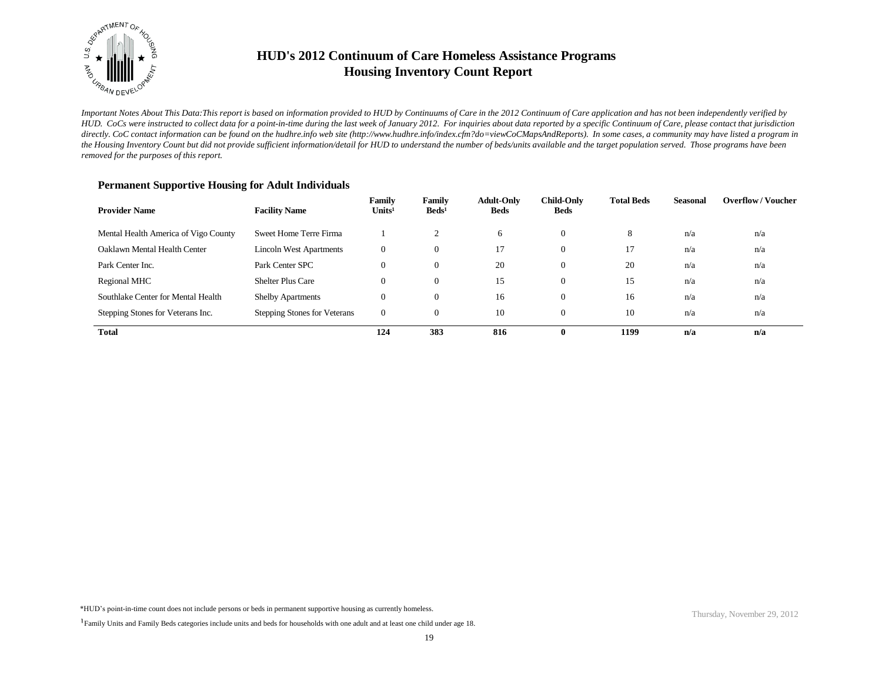# HUD's 2012 Continuum of Care Homeless Assistance Programs
# Housing Inventory Count Report

*Important Notes About This Data:This report is based on information provided to HUD by Continuums of Care in the 2012 Continuum of Care application and has not been independently verified by HUD. CoCs were instructed to collect data for a point-in-time during the last week of January 2012. For inquiries about data reported by a specific Continuum of Care, please contact that jurisdiction directly. CoC contact information can be found on the hudhre.info web site (http://www.hudhre.info/index.cfm?do=viewCoCMapsAndReports). In some cases, a community may have listed a program in the Housing Inventory Count but did not provide sufficient information/detail for HUD to understand the number of beds/units available and the target population served. Those programs have been removed for the purposes of this report.*

## Permanent Supportive Housing for Adult Individuals

| Provider Name | Facility Name | Family Units[1] | Family Beds[1] | Adult-Only Beds | Child-Only Beds | Total Beds | Seasonal | Overflow / Voucher |
|---|---|---|---|---|---|---|---|---|
| Mental Health America of Vigo County | Sweet Home Terre Firma | 1 | 2 | 6 | 0 | 8 | n/a | n/a |
| Oaklawn Mental Health Center | Lincoln West Apartments | 0 | 0 | 17 | 0 | 17 | n/a | n/a |
| Park Center Inc. | Park Center SPC | 0 | 0 | 20 | 0 | 20 | n/a | n/a |
| Regional MHC | Shelter Plus Care | 0 | 0 | 15 | 0 | 15 | n/a | n/a |
| Southlake Center for Mental Health | Shelby Apartments | 0 | 0 | 16 | 0 | 16 | n/a | n/a |
| Stepping Stones for Veterans Inc. | Stepping Stones for Veterans | 0 | 0 | 10 | 0 | 10 | n/a | n/a |
| **Total** | | **124** | **383** | **816** | **0** | **1199** | **n/a** | **n/a** |

*HUD's point-in-time count does not include persons or beds in permanent supportive housing as currently homeless.

[1]Family Units and Family Beds categories include units and beds for households with one adult and at least one child under age 18.

Thursday, November 29, 2012